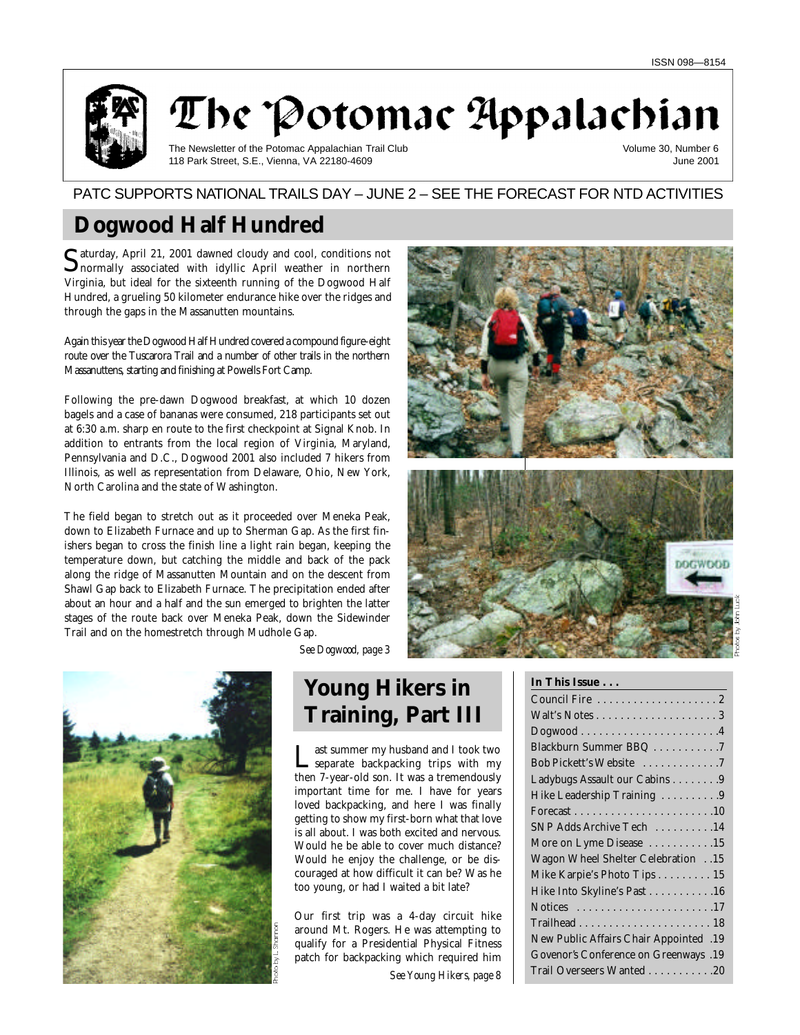ISSN 098—8154

# The Potomac Appalachian

The Newsletter of the Potomac Appalachian Trail Club
118 Park Street, S.E., Vienna, VA 22180-4609

Volume 30, Number 6
June 2001

PATC SUPPORTS NATIONAL TRAILS DAY – JUNE 2 – SEE THE FORECAST FOR NTD ACTIVITIES

## Dogwood Half Hundred

Saturday, April 21, 2001 dawned cloudy and cool, conditions not normally associated with idyllic April weather in northern Virginia, but ideal for the sixteenth running of the Dogwood Half Hundred, a grueling 50 kilometer endurance hike over the ridges and through the gaps in the Massanutten mountains.

Again this year the Dogwood Half Hundred covered a compound figure-eight route over the Tuscarora Trail and a number of other trails in the northern Massanuttens, starting and finishing at Powells Fort Camp.

Following the pre-dawn Dogwood breakfast, at which 10 dozen bagels and a case of bananas were consumed, 218 participants set out at 6:30 a.m. sharp en route to the first checkpoint at Signal Knob. In addition to entrants from the local region of Virginia, Maryland, Pennsylvania and D.C., Dogwood 2001 also included 7 hikers from Illinois, as well as representation from Delaware, Ohio, New York, North Carolina and the state of Washington.

The field began to stretch out as it proceeded over Meneka Peak, down to Elizabeth Furnace and up to Sherman Gap. As the first finishers began to cross the finish line a light rain began, keeping the temperature down, but catching the middle and back of the pack along the ridge of Massanutten Mountain and on the descent from Shawl Gap back to Elizabeth Furnace. The precipitation ended after about an hour and a half and the sun emerged to brighten the latter stages of the route back over Meneka Peak, down the Sidewinder Trail and on the homestretch through Mudhole Gap.

*See Dogwood, page 3*

Photos by John Lusk

## Young Hikers in Training, Part III

Last summer my husband and I took two separate backpacking trips with my then 7-year-old son. It was a tremendously important time for me. I have for years loved backpacking, and here I was finally getting to show my first-born what that love is all about. I was both excited and nervous. Would he be able to cover much distance? Would he enjoy the challenge, or be discouraged at how difficult it can be? Was he too young, or had I waited a bit late?

Our first trip was a 4-day circuit hike around Mt. Rogers. He was attempting to qualify for a Presidential Physical Fitness patch for backpacking which required him

*See Young Hikers, page 8*

Photo by L. Shannon

**In This Issue . . .**

- Council Fire . . . 2
- Walt's Notes . . . 3
- Dogwood . . . 4
- Blackburn Summer BBQ . . . 7
- Bob Pickett's Website . . . 7
- Ladybugs Assault our Cabins . . . 9
- Hike Leadership Training . . . 9
- Forecast . . . 10
- SNP Adds Archive Tech . . . 14
- More on Lyme Disease . . . 15
- Wagon Wheel Shelter Celebration . . . 15
- Mike Karpie's Photo Tips . . . 15
- Hike Into Skyline's Past . . . 16
- Notices . . . 17
- Trailhead . . . 18
- New Public Affairs Chair Appointed . . . 19
- Govenor's Conference on Greenways . . . 19
- Trail Overseers Wanted . . . 20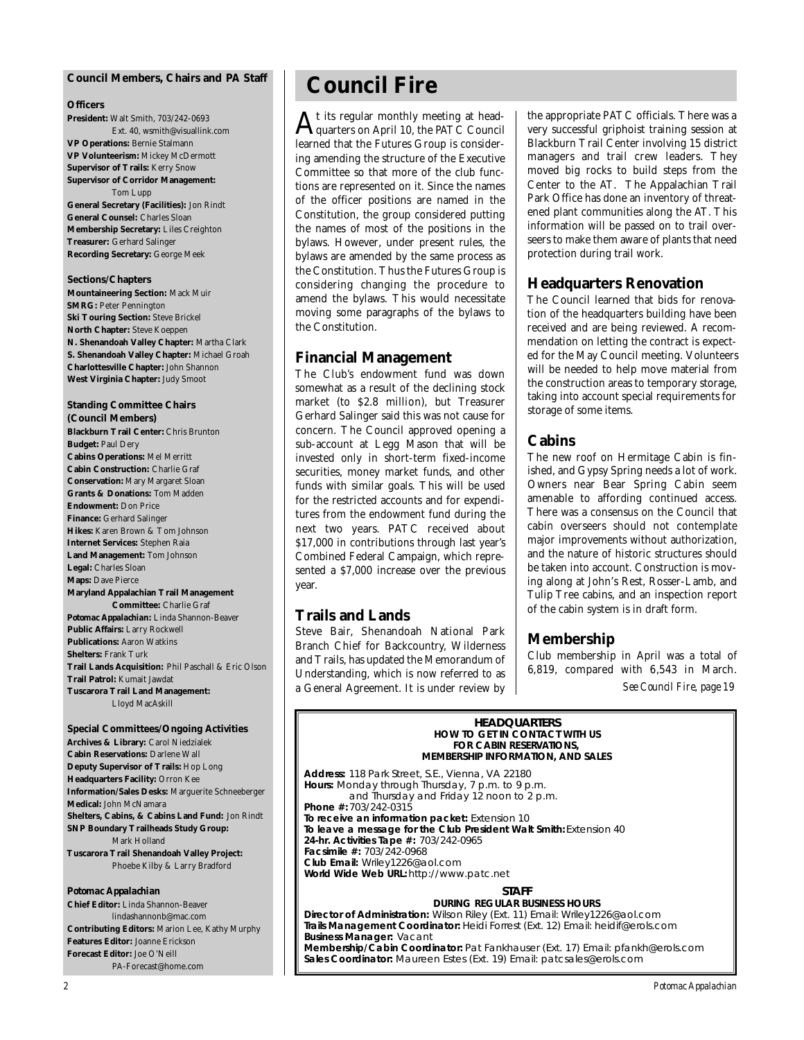## Council Members, Chairs and PA Staff

### Officers

**President:** Walt Smith, 703/242-0693 Ext. 40, wsmith@visuallink.com
**VP Operations:** Bernie Stalmann
**VP Volunteerism:** Mickey McDermott
**Supervisor of Trails:** Kerry Snow
**Supervisor of Corridor Management:** Tom Lupp
**General Secretary (Facilities):** Jon Rindt
**General Counsel:** Charles Sloan
**Membership Secretary:** Liles Creighton
**Treasurer:** Gerhard Salinger
**Recording Secretary:** George Meek

### Sections/Chapters

**Mountaineering Section:** Mack Muir
**SMRG:** Peter Pennington
**Ski Touring Section:** Steve Brickel
**North Chapter:** Steve Koeppen
**N. Shenandoah Valley Chapter:** Martha Clark
**S. Shenandoah Valley Chapter:** Michael Groah
**Charlottesville Chapter:** John Shannon
**West Virginia Chapter:** Judy Smoot

### Standing Committee Chairs (Council Members)

**Blackburn Trail Center:** Chris Brunton
**Budget:** Paul Dery
**Cabins Operations:** Mel Merritt
**Cabin Construction:** Charlie Graf
**Conservation:** Mary Margaret Sloan
**Grants & Donations:** Tom Madden
**Endowment:** Don Price
**Finance:** Gerhard Salinger
**Hikes:** Karen Brown & Tom Johnson
**Internet Services:** Stephen Raia
**Land Management:** Tom Johnson
**Legal:** Charles Sloan
**Maps:** Dave Pierce
**Maryland Appalachian Trail Management Committee:** Charlie Graf
**Potomac Appalachian:** Linda Shannon-Beaver
**Public Affairs:** Larry Rockwell
**Publications:** Aaron Watkins
**Shelters:** Frank Turk
**Trail Lands Acquisition:** Phil Paschall & Eric Olson
**Trail Patrol:** Kumait Jawdat
**Tuscarora Trail Land Management:** Lloyd MacAskill

### Special Committees/Ongoing Activities

**Archives & Library:** Carol Niedzialek
**Cabin Reservations:** Darlene Wall
**Deputy Supervisor of Trails:** Hop Long
**Headquarters Facility:** Orron Kee
**Information/Sales Desks:** Marguerite Schneeberger
**Medical:** John McNamara
**Shelters, Cabins, & Cabins Land Fund:** Jon Rindt
**SNP Boundary Trailheads Study Group:** Mark Holland
**Tuscarora Trail Shenandoah Valley Project:** Phoebe Kilby & Larry Bradford

### Potomac Appalachian

**Chief Editor:** Linda Shannon-Beaver lindashannonb@mac.com
**Contributing Editors:** Marion Lee, Kathy Murphy
**Features Editor:** Joanne Erickson
**Forecast Editor:** Joe O'Neill PA-Forecast@home.com

# Council Fire

At its regular monthly meeting at headquarters on April 10, the PATC Council learned that the Futures Group is considering amending the structure of the Executive Committee so that more of the club functions are represented on it. Since the names of the officer positions are named in the Constitution, the group considered putting the names of most of the positions in the bylaws. However, under present rules, the bylaws are amended by the same process as the Constitution. Thus the Futures Group is considering changing the procedure to amend the bylaws. This would necessitate moving some paragraphs of the bylaws to the Constitution.

## Financial Management

The Club's endowment fund was down somewhat as a result of the declining stock market (to $2.8 million), but Treasurer Gerhard Salinger said this was not cause for concern. The Council approved opening a sub-account at Legg Mason that will be invested only in short-term fixed-income securities, money market funds, and other funds with similar goals. This will be used for the restricted accounts and for expenditures from the endowment fund during the next two years. PATC received about $17,000 in contributions through last year's Combined Federal Campaign, which represented a $7,000 increase over the previous year.

## Trails and Lands

Steve Bair, Shenandoah National Park Branch Chief for Backcountry, Wilderness and Trails, has updated the Memorandum of Understanding, which is now referred to as a General Agreement. It is under review by the appropriate PATC officials. There was a very successful griphoist training session at Blackburn Trail Center involving 15 district managers and trail crew leaders. They moved big rocks to build steps from the Center to the AT. The Appalachian Trail Park Office has done an inventory of threatened plant communities along the AT. This information will be passed on to trail overseers to make them aware of plants that need protection during trail work.

## Headquarters Renovation

The Council learned that bids for renovation of the headquarters building have been received and are being reviewed. A recommendation on letting the contract is expected for the May Council meeting. Volunteers will be needed to help move material from the construction areas to temporary storage, taking into account special requirements for storage of some items.

## Cabins

The new roof on Hermitage Cabin is finished, and Gypsy Spring needs a lot of work. Owners near Bear Spring Cabin seem amenable to affording continued access. There was a consensus on the Council that cabin overseers should not contemplate major improvements without authorization, and the nature of historic structures should be taken into account. Construction is moving along at John's Rest, Rosser-Lamb, and Tulip Tree cabins, and an inspection report of the cabin system is in draft form.

## Membership

Club membership in April was a total of 6,819, compared with 6,543 in March.

*See Council Fire, page 19*

---

**HEADQUARTERS**
**HOW TO GET IN CONTACT WITH US FOR CABIN RESERVATIONS, MEMBERSHIP INFORMATION, AND SALES**

**Address:** 118 Park Street, S.E., Vienna, VA 22180
**Hours:** Monday through Thursday, 7 p.m. to 9 p.m. and Thursday and Friday 12 noon to 2 p.m.
**Phone #:** 703/242-0315
**To receive an information packet:** Extension 10
**To leave a message for the Club President Walt Smith:** Extension 40
**24-hr. Activities Tape #:** 703/242-0965
**Facsimile #:** 703/242-0968
**Club Email:** Wriley1226@aol.com
**World Wide Web URL:** http://www.patc.net

**STAFF**
**DURING REGULAR BUSINESS HOURS**

**Director of Administration:** Wilson Riley (Ext. 11) Email: Wriley1226@aol.com
**Trails Management Coordinator:** Heidi Forrest (Ext. 12) Email: heidif@erols.com
**Business Manager:** Vacant
**Membership/Cabin Coordinator:** Pat Fankhauser (Ext. 17) Email: pfankh@erols.com
**Sales Coordinator:** Maureen Estes (Ext. 19) Email: patcsales@erols.com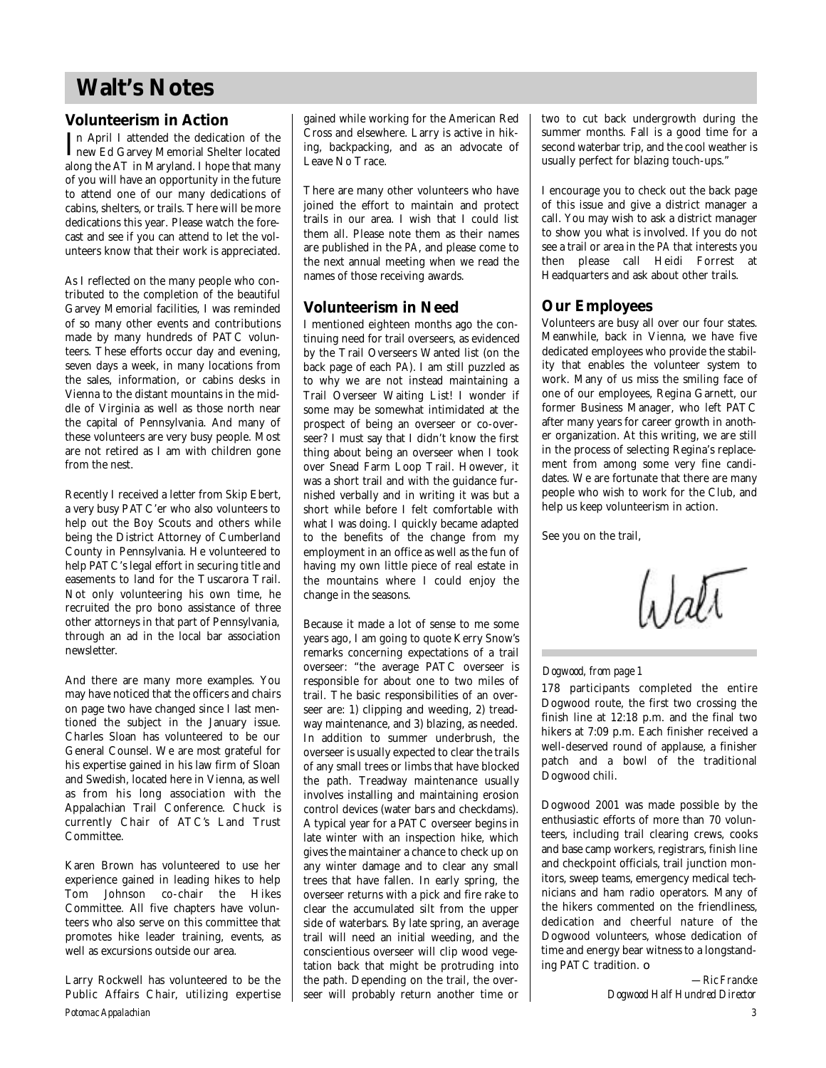# Walt's Notes

## Volunteerism in Action

In April I attended the dedication of the new Ed Garvey Memorial Shelter located along the AT in Maryland. I hope that many of you will have an opportunity in the future to attend one of our many dedications of cabins, shelters, or trails. There will be more dedications this year. Please watch the forecast and see if you can attend to let the volunteers know that their work is appreciated.

As I reflected on the many people who contributed to the completion of the beautiful Garvey Memorial facilities, I was reminded of so many other events and contributions made by many hundreds of PATC volunteers. These efforts occur day and evening, seven days a week, in many locations from the sales, information, or cabins desks in Vienna to the distant mountains in the middle of Virginia as well as those north near the capital of Pennsylvania. And many of these volunteers are very busy people. Most are not retired as I am with children gone from the nest.

Recently I received a letter from Skip Ebert, a very busy PATC'er who also volunteers to help out the Boy Scouts and others while being the District Attorney of Cumberland County in Pennsylvania. He volunteered to help PATC's legal effort in securing title and easements to land for the Tuscarora Trail. Not only volunteering his own time, he recruited the pro bono assistance of three other attorneys in that part of Pennsylvania, through an ad in the local bar association newsletter.

And there are many more examples. You may have noticed that the officers and chairs on page two have changed since I last mentioned the subject in the January issue. Charles Sloan has volunteered to be our General Counsel. We are most grateful for his expertise gained in his law firm of Sloan and Swedish, located here in Vienna, as well as from his long association with the Appalachian Trail Conference. Chuck is currently Chair of ATC's Land Trust Committee.

Karen Brown has volunteered to use her experience gained in leading hikes to help Tom Johnson co-chair the Hikes Committee. All five chapters have volunteers who also serve on this committee that promotes hike leader training, events, as well as excursions outside our area.

Larry Rockwell has volunteered to be the Public Affairs Chair, utilizing expertise gained while working for the American Red Cross and elsewhere. Larry is active in hiking, backpacking, and as an advocate of Leave No Trace.

There are many other volunteers who have joined the effort to maintain and protect trails in our area. I wish that I could list them all. Please note them as their names are published in the *PA*, and please come to the next annual meeting when we read the names of those receiving awards.

## Volunteerism in Need

I mentioned eighteen months ago the continuing need for trail overseers, as evidenced by the Trail Overseers Wanted list (on the back page of each *PA*). I am still puzzled as to why we are not instead maintaining a Trail Overseer Waiting List! I wonder if some may be somewhat intimidated at the prospect of being an overseer or co-overseer? I must say that I didn't know the first thing about being an overseer when I took over Snead Farm Loop Trail. However, it was a short trail and with the guidance furnished verbally and in writing it was but a short while before I felt comfortable with what I was doing. I quickly became adapted to the benefits of the change from my employment in an office as well as the fun of having my own little piece of real estate in the mountains where I could enjoy the change in the seasons.

Because it made a lot of sense to me some years ago, I am going to quote Kerry Snow's remarks concerning expectations of a trail overseer: "the average PATC overseer is responsible for about one to two miles of trail. The basic responsibilities of an overseer are: 1) clipping and weeding, 2) treadway maintenance, and 3) blazing, as needed. In addition to summer underbrush, the overseer is usually expected to clear the trails of any small trees or limbs that have blocked the path. Treadway maintenance usually involves installing and maintaining erosion control devices (water bars and checkdams). A typical year for a PATC overseer begins in late winter with an inspection hike, which gives the maintainer a chance to check up on any winter damage and to clear any small trees that have fallen. In early spring, the overseer returns with a pick and fire rake to clear the accumulated silt from the upper side of waterbars. By late spring, an average trail will need an initial weeding, and the conscientious overseer will clip wood vegetation back that might be protruding into the path. Depending on the trail, the overseer will probably return another time or two to cut back undergrowth during the summer months. Fall is a good time for a second waterbar trip, and the cool weather is usually perfect for blazing touch-ups."

I encourage you to check out the back page of this issue and give a district manager a call. You may wish to ask a district manager to show you what is involved. If you do not see a trail or area in the *PA* that interests you then please call Heidi Forrest at Headquarters and ask about other trails.

## Our Employees

Volunteers are busy all over our four states. Meanwhile, back in Vienna, we have five dedicated employees who provide the stability that enables the volunteer system to work. Many of us miss the smiling face of one of our employees, Regina Garnett, our former Business Manager, who left PATC after many years for career growth in another organization. At this writing, we are still in the process of selecting Regina's replacement from among some very fine candidates. We are fortunate that there are many people who wish to work for the Club, and help us keep volunteerism in action.

See you on the trail,

Walt

---

*Dogwood, from page 1*

178 participants completed the entire Dogwood route, the first two crossing the finish line at 12:18 p.m. and the final two hikers at 7:09 p.m. Each finisher received a well-deserved round of applause, a finisher patch and a bowl of the traditional Dogwood chili.

Dogwood 2001 was made possible by the enthusiastic efforts of more than 70 volunteers, including trail clearing crews, cooks and base camp workers, registrars, finish line and checkpoint officials, trail junction monitors, sweep teams, emergency medical technicians and ham radio operators. Many of the hikers commented on the friendliness, dedication and cheerful nature of the Dogwood volunteers, whose dedication of time and energy bear witness to a longstanding PATC tradition.

*—Ric Francke*
*Dogwood Half Hundred Director*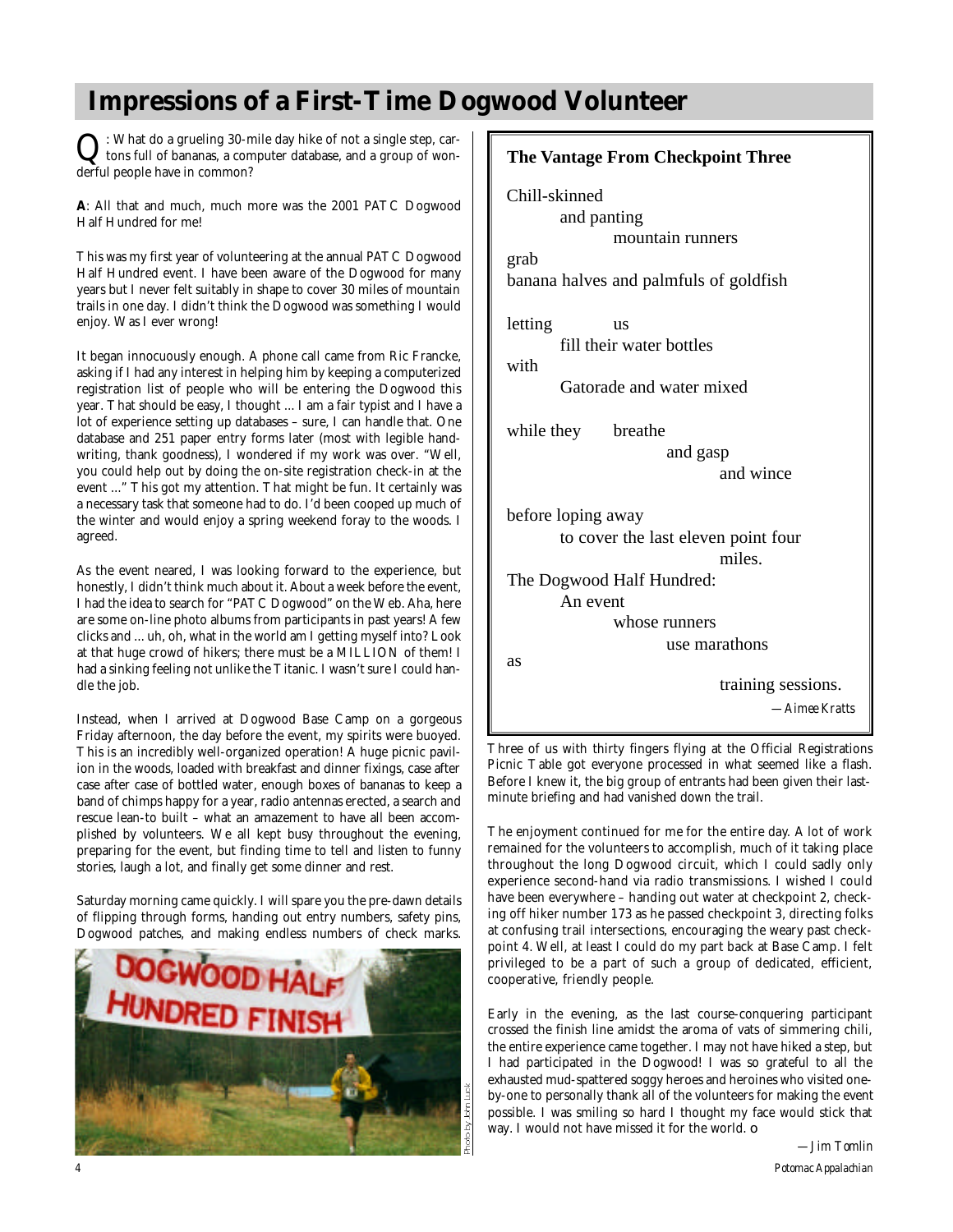# Impressions of a First-Time Dogwood Volunteer

**Q**: What do a grueling 30-mile day hike of not a single step, cartons full of bananas, a computer database, and a group of wonderful people have in common?

**A**: All that and much, much more was the 2001 PATC Dogwood Half Hundred for me!

This was my first year of volunteering at the annual PATC Dogwood Half Hundred event. I have been aware of the Dogwood for many years but I never felt suitably in shape to cover 30 miles of mountain trails in one day. I didn't think the Dogwood was something I would enjoy. Was I ever wrong!

It began innocuously enough. A phone call came from Ric Francke, asking if I had any interest in helping him by keeping a computerized registration list of people who will be entering the Dogwood this year. That should be easy, I thought ... I am a fair typist and I have a lot of experience setting up databases – sure, I can handle that. One database and 251 paper entry forms later (most with legible handwriting, thank goodness), I wondered if my work was over. "Well, you could help out by doing the on-site registration check-in at the event ..." This got my attention. That might be fun. It certainly was a necessary task that someone had to do. I'd been cooped up much of the winter and would enjoy a spring weekend foray to the woods. I agreed.

As the event neared, I was looking forward to the experience, but honestly, I didn't think much about it. About a week before the event, I had the idea to search for "PATC Dogwood" on the Web. Aha, here are some on-line photo albums from participants in past years! A few clicks and ... uh, oh, what in the world am I getting myself into? Look at that huge crowd of hikers; there must be a MILLION of them! I had a sinking feeling not unlike the Titanic. I wasn't sure I could handle the job.

Instead, when I arrived at Dogwood Base Camp on a gorgeous Friday afternoon, the day before the event, my spirits were buoyed. This is an incredibly well-organized operation! A huge picnic pavilion in the woods, loaded with breakfast and dinner fixings, case after case after case of bottled water, enough boxes of bananas to keep a band of chimps happy for a year, radio antennas erected, a search and rescue lean-to built – what an amazement to have all been accomplished by volunteers. We all kept busy throughout the evening, preparing for the event, but finding time to tell and listen to funny stories, laugh a lot, and finally get some dinner and rest.

Saturday morning came quickly. I will spare you the pre-dawn details of flipping through forms, handing out entry numbers, safety pins, Dogwood patches, and making endless numbers of check marks.

Photo by John Luck

Three of us with thirty fingers flying at the Official Registrations Picnic Table got everyone processed in what seemed like a flash. Before I knew it, the big group of entrants had been given their last-minute briefing and had vanished down the trail.

The enjoyment continued for me for the entire day. A lot of work remained for the volunteers to accomplish, much of it taking place throughout the long Dogwood circuit, which I could sadly only experience second-hand via radio transmissions. I wished I could have been everywhere – handing out water at checkpoint 2, checking off hiker number 173 as he passed checkpoint 3, directing folks at confusing trail intersections, encouraging the weary past checkpoint 4. Well, at least I could do my part back at Base Camp. I felt privileged to be a part of such a group of dedicated, efficient, cooperative, friendly people.

Early in the evening, as the last course-conquering participant crossed the finish line amidst the aroma of vats of simmering chili, the entire experience came together. I may not have hiked a step, but I had participated in the Dogwood! I was so grateful to all the exhausted mud-spattered soggy heroes and heroines who visited one-by-one to personally thank all of the volunteers for making the event possible. I was smiling so hard I thought my face would stick that way. I would not have missed it for the world. ❍

*—Jim Tomlin*

---

### The Vantage From Checkpoint Three

Chill-skinned  
and panting  
mountain runners  
grab  
banana halves and palmfuls of goldfish

letting us  
fill their water bottles  
with  
Gatorade and water mixed

while they breathe  
and gasp  
and wince

before loping away  
to cover the last eleven point four  
miles.  
The Dogwood Half Hundred:  
An event  
whose runners  
use marathons  
as  
training sessions.

*—Aimee Kratts*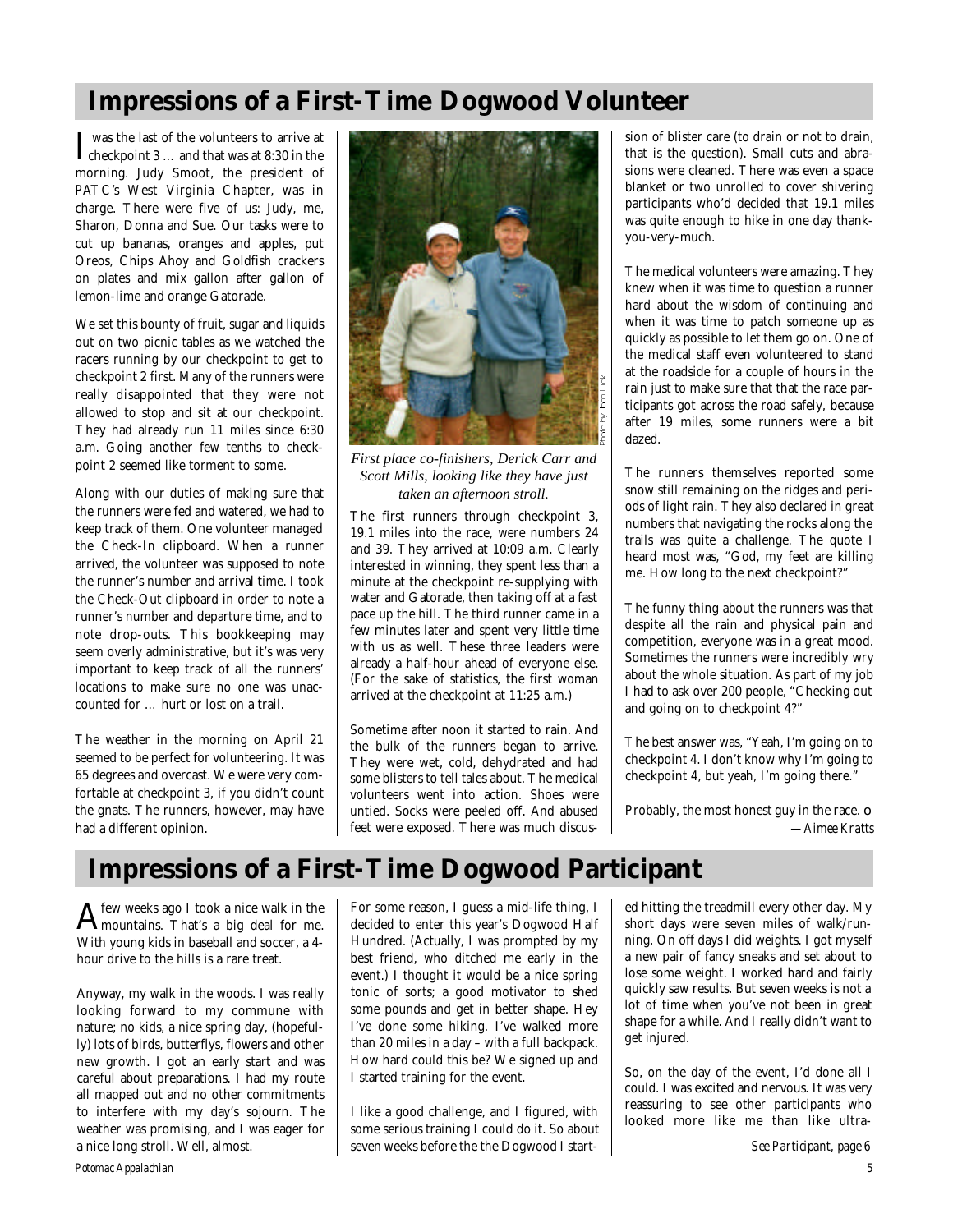## Impressions of a First-Time Dogwood Volunteer

I was the last of the volunteers to arrive at checkpoint 3 … and that was at 8:30 in the morning. Judy Smoot, the president of PATC's West Virginia Chapter, was in charge. There were five of us: Judy, me, Sharon, Donna and Sue. Our tasks were to cut up bananas, oranges and apples, put Oreos, Chips Ahoy and Goldfish crackers on plates and mix gallon after gallon of lemon-lime and orange Gatorade.

We set this bounty of fruit, sugar and liquids out on two picnic tables as we watched the racers running by our checkpoint to get to checkpoint 2 first. Many of the runners were really disappointed that they were not allowed to stop and sit at our checkpoint. They had already run 11 miles since 6:30 a.m. Going another few tenths to checkpoint 2 seemed like torment to some.

Along with our duties of making sure that the runners were fed and watered, we had to keep track of them. One volunteer managed the Check-In clipboard. When a runner arrived, the volunteer was supposed to note the runner's number and arrival time. I took the Check-Out clipboard in order to note a runner's number and departure time, and to note drop-outs. This bookkeeping may seem overly administrative, but it's was very important to keep track of all the runners' locations to make sure no one was unaccounted for … hurt or lost on a trail.

The weather in the morning on April 21 seemed to be perfect for volunteering. It was 65 degrees and overcast. We were very comfortable at checkpoint 3, if you didn't count the gnats. The runners, however, may have had a different opinion.

Photo by John Luck

*First place co-finishers, Derick Carr and Scott Mills, looking like they have just taken an afternoon stroll.*

The first runners through checkpoint 3, 19.1 miles into the race, were numbers 24 and 39. They arrived at 10:09 a.m. Clearly interested in winning, they spent less than a minute at the checkpoint re-supplying with water and Gatorade, then taking off at a fast pace up the hill. The third runner came in a few minutes later and spent very little time with us as well. These three leaders were already a half-hour ahead of everyone else. (For the sake of statistics, the first woman arrived at the checkpoint at 11:25 a.m.)

Sometime after noon it started to rain. And the bulk of the runners began to arrive. They were wet, cold, dehydrated and had some blisters to tell tales about. The medical volunteers went into action. Shoes were untied. Socks were peeled off. And abused feet were exposed. There was much discussion of blister care (to drain or not to drain, that is the question). Small cuts and abrasions were cleaned. There was even a space blanket or two unrolled to cover shivering participants who'd decided that 19.1 miles was quite enough to hike in one day thank-you-very-much.

The medical volunteers were amazing. They knew when it was time to question a runner hard about the wisdom of continuing and when it was time to patch someone up as quickly as possible to let them go on. One of the medical staff even volunteered to stand at the roadside for a couple of hours in the rain just to make sure that that the race participants got across the road safely, because after 19 miles, some runners were a bit dazed.

The runners themselves reported some snow still remaining on the ridges and periods of light rain. They also declared in great numbers that navigating the rocks along the trails was quite a challenge. The quote I heard most was, "God, my feet are killing me. How long to the next checkpoint?"

The funny thing about the runners was that despite all the rain and physical pain and competition, everyone was in a great mood. Sometimes the runners were incredibly wry about the whole situation. As part of my job I had to ask over 200 people, "Checking out and going on to checkpoint 4?"

The best answer was, "Yeah, I'm going on to checkpoint 4. I don't know why I'm going to checkpoint 4, but yeah, I'm going there."

Probably, the most honest guy in the race. ❍

*—Aimee Kratts*

## Impressions of a First-Time Dogwood Participant

A few weeks ago I took a nice walk in the mountains. That's a big deal for me. With young kids in baseball and soccer, a 4-hour drive to the hills is a rare treat.

Anyway, my walk in the woods. I was really looking forward to my commune with nature; no kids, a nice spring day, (hopefully) lots of birds, butterflys, flowers and other new growth. I got an early start and was careful about preparations. I had my route all mapped out and no other commitments to interfere with my day's sojourn. The weather was promising, and I was eager for a nice long stroll. Well, almost.

For some reason, I guess a mid-life thing, I decided to enter this year's Dogwood Half Hundred. (Actually, I was prompted by my best friend, who ditched me early in the event.) I thought it would be a nice spring tonic of sorts; a good motivator to shed some pounds and get in better shape. Hey I've done some hiking. I've walked more than 20 miles in a day – with a full backpack. How hard could this be? We signed up and I started training for the event.

I like a good challenge, and I figured, with some serious training I could do it. So about seven weeks before the the Dogwood I started hitting the treadmill every other day. My short days were seven miles of walk/running. On off days I did weights. I got myself a new pair of fancy sneaks and set about to lose some weight. I worked hard and fairly quickly saw results. But seven weeks is not a lot of time when you've not been in great shape for a while. And I really didn't want to get injured.

So, on the day of the event, I'd done all I could. I was excited and nervous. It was very reassuring to see other participants who looked more like me than like ultra-

*See Participant, page 6*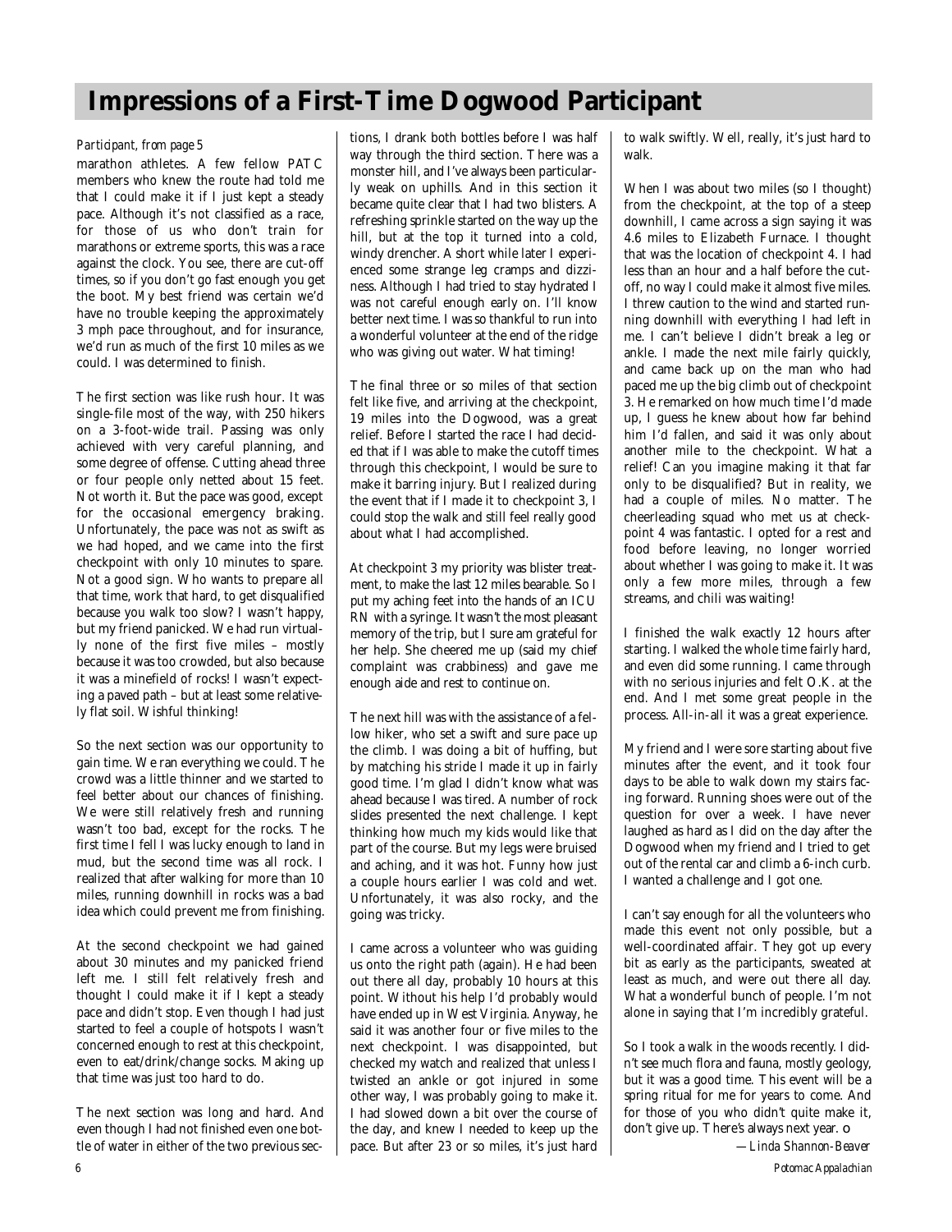# Impressions of a First-Time Dogwood Participant

*Participant, from page 5*

marathon athletes. A few fellow PATC members who knew the route had told me that I could make it if I just kept a steady pace. Although it's not classified as a race, for those of us who don't train for marathons or extreme sports, this was a race against the clock. You see, there are cut-off times, so if you don't go fast enough you get the boot. My best friend was certain we'd have no trouble keeping the approximately 3 mph pace throughout, and for insurance, we'd run as much of the first 10 miles as we could. I was determined to finish.

The first section was like rush hour. It was single-file most of the way, with 250 hikers on a 3-foot-wide trail. Passing was only achieved with very careful planning, and some degree of offense. Cutting ahead three or four people only netted about 15 feet. Not worth it. But the pace was good, except for the occasional emergency braking. Unfortunately, the pace was not as swift as we had hoped, and we came into the first checkpoint with only 10 minutes to spare. Not a good sign. Who wants to prepare all that time, work that hard, to get disqualified because you walk too slow? I wasn't happy, but my friend panicked. We had run virtually none of the first five miles – mostly because it was too crowded, but also because it was a minefield of rocks! I wasn't expecting a paved path – but at least some relatively flat soil. Wishful thinking!

So the next section was our opportunity to gain time. We ran everything we could. The crowd was a little thinner and we started to feel better about our chances of finishing. We were still relatively fresh and running wasn't too bad, except for the rocks. The first time I fell I was lucky enough to land in mud, but the second time was all rock. I realized that after walking for more than 10 miles, running downhill in rocks was a bad idea which could prevent me from finishing.

At the second checkpoint we had gained about 30 minutes and my panicked friend left me. I still felt relatively fresh and thought I could make it if I kept a steady pace and didn't stop. Even though I had just started to feel a couple of hotspots I wasn't concerned enough to rest at this checkpoint, even to eat/drink/change socks. Making up that time was just too hard to do.

The next section was long and hard. And even though I had not finished even one bottle of water in either of the two previous sections, I drank both bottles before I was half way through the third section. There was a monster hill, and I've always been particularly weak on uphills. And in this section it became quite clear that I had two blisters. A refreshing sprinkle started on the way up the hill, but at the top it turned into a cold, windy drencher. A short while later I experienced some strange leg cramps and dizziness. Although I had tried to stay hydrated I was not careful enough early on. I'll know better next time. I was so thankful to run into a wonderful volunteer at the end of the ridge who was giving out water. What timing!

The final three or so miles of that section felt like five, and arriving at the checkpoint, 19 miles into the Dogwood, was a great relief. Before I started the race I had decided that if I was able to make the cutoff times through this checkpoint, I would be sure to make it barring injury. But I realized during the event that if I made it to checkpoint 3, I could stop the walk and still feel really good about what I had accomplished.

At checkpoint 3 my priority was blister treatment, to make the last 12 miles bearable. So I put my aching feet into the hands of an ICU RN with a syringe. It wasn't the most pleasant memory of the trip, but I sure am grateful for her help. She cheered me up (said my chief complaint was crabbiness) and gave me enough aide and rest to continue on.

The next hill was with the assistance of a fellow hiker, who set a swift and sure pace up the climb. I was doing a bit of huffing, but by matching his stride I made it up in fairly good time. I'm glad I didn't know what was ahead because I was tired. A number of rock slides presented the next challenge. I kept thinking how much my kids would like that part of the course. But my legs were bruised and aching, and it was hot. Funny how just a couple hours earlier I was cold and wet. Unfortunately, it was also rocky, and the going was tricky.

I came across a volunteer who was guiding us onto the right path (again). He had been out there all day, probably 10 hours at this point. Without his help I'd probably would have ended up in West Virginia. Anyway, he said it was another four or five miles to the next checkpoint. I was disappointed, but checked my watch and realized that unless I twisted an ankle or got injured in some other way, I was probably going to make it. I had slowed down a bit over the course of the day, and knew I needed to keep up the pace. But after 23 or so miles, it's just hard to walk swiftly. Well, really, it's just hard to walk.

When I was about two miles (so I thought) from the checkpoint, at the top of a steep downhill, I came across a sign saying it was 4.6 miles to Elizabeth Furnace. I thought that was the location of checkpoint 4. I had less than an hour and a half before the cutoff, no way I could make it almost five miles. I threw caution to the wind and started running downhill with everything I had left in me. I can't believe I didn't break a leg or ankle. I made the next mile fairly quickly, and came back up on the man who had paced me up the big climb out of checkpoint 3. He remarked on how much time I'd made up, I guess he knew about how far behind him I'd fallen, and said it was only about another mile to the checkpoint. What a relief! Can you imagine making it that far only to be disqualified? But in reality, we had a couple of miles. No matter. The cheerleading squad who met us at checkpoint 4 was fantastic. I opted for a rest and food before leaving, no longer worried about whether I was going to make it. It was only a few more miles, through a few streams, and chili was waiting!

I finished the walk exactly 12 hours after starting. I walked the whole time fairly hard, and even did some running. I came through with no serious injuries and felt O.K. at the end. And I met some great people in the process. All-in-all it was a great experience.

My friend and I were sore starting about five minutes after the event, and it took four days to be able to walk down my stairs facing forward. Running shoes were out of the question for over a week. I have never laughed as hard as I did on the day after the Dogwood when my friend and I tried to get out of the rental car and climb a 6-inch curb. I wanted a challenge and I got one.

I can't say enough for all the volunteers who made this event not only possible, but a well-coordinated affair. They got up every bit as early as the participants, sweated at least as much, and were out there all day. What a wonderful bunch of people. I'm not alone in saying that I'm incredibly grateful.

So I took a walk in the woods recently. I didn't see much flora and fauna, mostly geology, but it was a good time. This event will be a spring ritual for me for years to come. And for those of you who didn't quite make it, don't give up. There's always next year.

*—Linda Shannon-Beaver*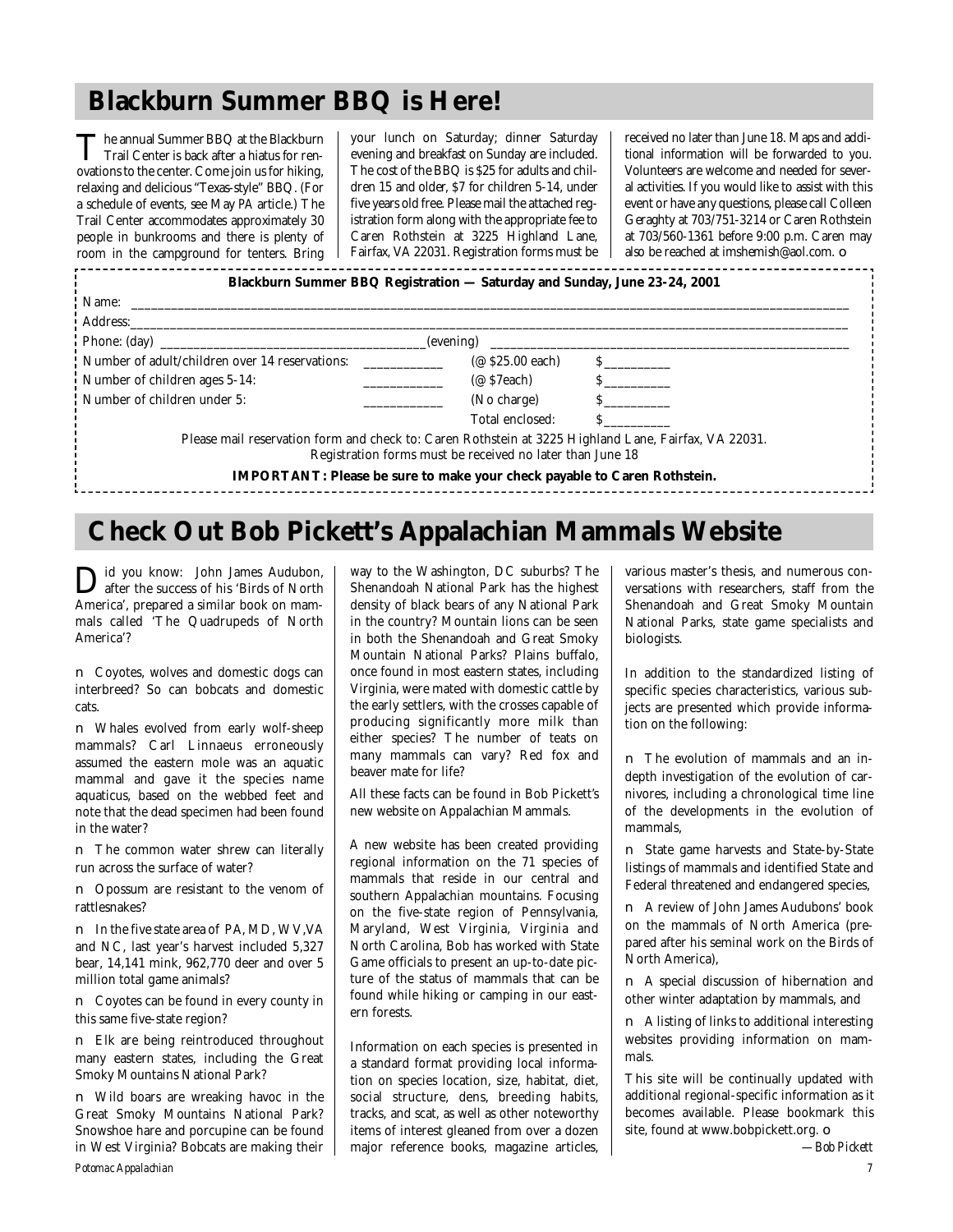## Blackburn Summer BBQ is Here!

The annual Summer BBQ at the Blackburn Trail Center is back after a hiatus for renovations to the center. Come join us for hiking, relaxing and delicious "Texas-style" BBQ. (For a schedule of events, see May *PA* article.) The Trail Center accommodates approximately 30 people in bunkrooms and there is plenty of room in the campground for tenters. Bring your lunch on Saturday; dinner Saturday evening and breakfast on Sunday are included. The cost of the BBQ is $25 for adults and children 15 and older, $7 for children 5-14, under five years old free. Please mail the attached registration form along with the appropriate fee to Caren Rothstein at 3225 Highland Lane, Fairfax, VA 22031. Registration forms must be received no later than June 18. Maps and additional information will be forwarded to you. Volunteers are welcome and needed for several activities. If you would like to assist with this event or have any questions, please call Colleen Geraghty at 703/751-3214 or Caren Rothstein at 703/560-1361 before 9:00 p.m. Caren may also be reached at imshemish@aol.com.

**Blackburn Summer BBQ Registration — Saturday and Sunday, June 23-24, 2001**

Name: ______________________________

Address: ______________________________

Phone: (day) ____________________ (evening) ____________________

| | | | |
|---|---|---|---|
| Number of adult/children over 14 reservations: | ________ | (@ $25.00 each) | $________ |
| Number of children ages 5-14: | ________ | (@ $7each) | $________ |
| Number of children under 5: | ________ | (No charge) | $________ |
| | | Total enclosed: | $________ |

Please mail reservation form and check to: Caren Rothstein at 3225 Highland Lane, Fairfax, VA 22031.
Registration forms must be received no later than June 18

**IMPORTANT: Please be sure to make your check payable to Caren Rothstein.**

## Check Out Bob Pickett's Appalachian Mammals Website

Did you know: John James Audubon, after the success of his 'Birds of North America', prepared a similar book on mammals called 'The Quadrupeds of North America'?

- Coyotes, wolves and domestic dogs can interbreed? So can bobcats and domestic cats.
- Whales evolved from early wolf-sheep mammals? Carl Linnaeus erroneously assumed the eastern mole was an aquatic mammal and gave it the species name aquaticus, based on the webbed feet and note that the dead specimen had been found in the water?
- The common water shrew can literally run across the surface of water?
- Opossum are resistant to the venom of rattlesnakes?
- In the five state area of PA, MD, WV,VA and NC, last year's harvest included 5,327 bear, 14,141 mink, 962,770 deer and over 5 million total game animals?
- Coyotes can be found in every county in this same five-state region?
- Elk are being reintroduced throughout many eastern states, including the Great Smoky Mountains National Park?
- Wild boars are wreaking havoc in the Great Smoky Mountains National Park? Snowshoe hare and porcupine can be found in West Virginia? Bobcats are making their way to the Washington, DC suburbs? The Shenandoah National Park has the highest density of black bears of any National Park in the country? Mountain lions can be seen in both the Shenandoah and Great Smoky Mountain National Parks? Plains buffalo, once found in most eastern states, including Virginia, were mated with domestic cattle by the early settlers, with the crosses capable of producing significantly more milk than either species? The number of teats on many mammals can vary? Red fox and beaver mate for life?

All these facts can be found in Bob Pickett's new website on Appalachian Mammals.

A new website has been created providing regional information on the 71 species of mammals that reside in our central and southern Appalachian mountains. Focusing on the five-state region of Pennsylvania, Maryland, West Virginia, Virginia and North Carolina, Bob has worked with State Game officials to present an up-to-date picture of the status of mammals that can be found while hiking or camping in our eastern forests.

Information on each species is presented in a standard format providing local information on species location, size, habitat, diet, social structure, dens, breeding habits, tracks, and scat, as well as other noteworthy items of interest gleaned from over a dozen major reference books, magazine articles, various master's thesis, and numerous conversations with researchers, staff from the Shenandoah and Great Smoky Mountain National Parks, state game specialists and biologists.

In addition to the standardized listing of specific species characteristics, various subjects are presented which provide information on the following:

- The evolution of mammals and an in-depth investigation of the evolution of carnivores, including a chronological time line of the developments in the evolution of mammals,
- State game harvests and State-by-State listings of mammals and identified State and Federal threatened and endangered species,
- A review of John James Audubons' book on the mammals of North America (prepared after his seminal work on the Birds of North America),
- A special discussion of hibernation and other winter adaptation by mammals, and
- A listing of links to additional interesting websites providing information on mammals.

This site will be continually updated with additional regional-specific information as it becomes available. Please bookmark this site, found at www.bobpickett.org.

*—Bob Pickett*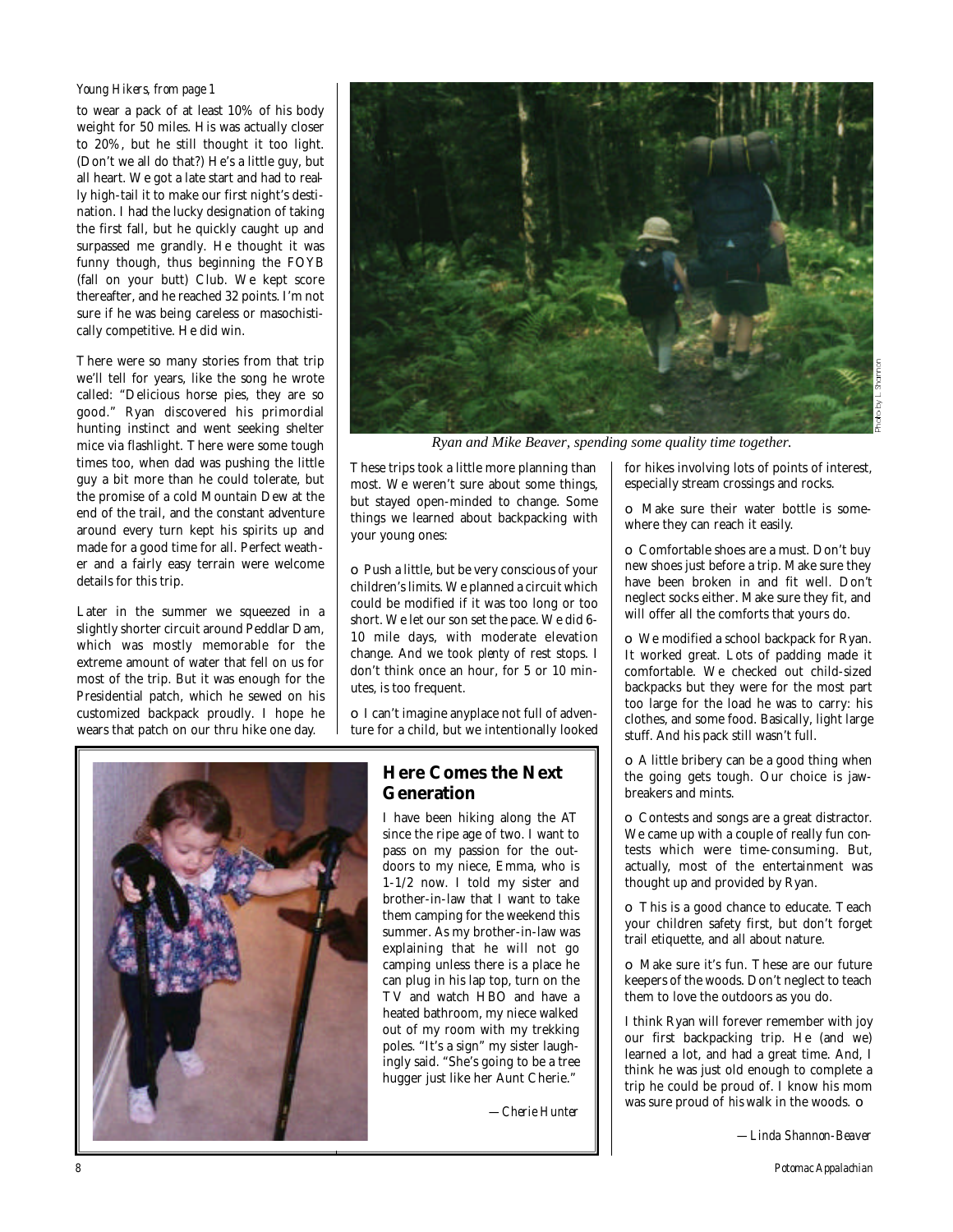*Young Hikers, from page 1*

to wear a pack of at least 10% of his body weight for 50 miles. His was actually closer to 20%, but he still thought it too light. (Don't we all do that?) He's a little guy, but all heart. We got a late start and had to really high-tail it to make our first night's destination. I had the lucky designation of taking the first fall, but he quickly caught up and surpassed me grandly. He thought it was funny though, thus beginning the FOYB (fall on your butt) Club. We kept score thereafter, and he reached 32 points. I'm not sure if he was being careless or masochistically competitive. He did win.

There were so many stories from that trip we'll tell for years, like the song he wrote called: "Delicious horse pies, they are so good." Ryan discovered his primordial hunting instinct and went seeking shelter mice via flashlight. There were some tough times too, when dad was pushing the little guy a bit more than he could tolerate, but the promise of a cold Mountain Dew at the end of the trail, and the constant adventure around every turn kept his spirits up and made for a good time for all. Perfect weather and a fairly easy terrain were welcome details for this trip.

Later in the summer we squeezed in a slightly shorter circuit around Peddlar Dam, which was mostly memorable for the extreme amount of water that fell on us for most of the trip. But it was enough for the Presidential patch, which he sewed on his customized backpack proudly. I hope he wears that patch on our thru hike one day.

*Ryan and Mike Beaver, spending some quality time together.*

Photo by L. Shannon

These trips took a little more planning than most. We weren't sure about some things, but stayed open-minded to change. Some things we learned about backpacking with your young ones:

- Push a little, but be very conscious of your children's limits. We planned a circuit which could be modified if it was too long or too short. We let our son set the pace. We did 6-10 mile days, with moderate elevation change. And we took *plenty* of rest stops. I don't think once an hour, for 5 or 10 minutes, is too frequent.
- I can't imagine anyplace not full of adventure for a child, but we intentionally looked for hikes involving lots of points of interest, especially stream crossings and rocks.
- Make sure their water bottle is somewhere they can reach it easily.
- Comfortable shoes are a must. Don't buy new shoes just before a trip. Make sure they have been broken in and fit well. Don't neglect socks either. Make sure they fit, and will offer all the comforts that yours do.
- We modified a school backpack for Ryan. It worked great. Lots of padding made it comfortable. We checked out child-sized backpacks but they were for the most part too large for the load he was to carry: his clothes, and some food. Basically, light large stuff. And his pack still wasn't full.
- A little bribery can be a good thing when the going gets tough. Our choice is jawbreakers and mints.
- Contests and songs are a great distractor. We came up with a couple of really fun contests which were time-consuming. But, actually, most of the entertainment was thought up and provided by Ryan.
- This is a good chance to educate. Teach your children safety first, but don't forget trail etiquette, and all about nature.
- Make sure it's fun. These are our future keepers of the woods. Don't neglect to teach them to love the outdoors as you do.

I think Ryan will forever remember with joy our first backpacking trip. He (and we) learned a lot, and had a great time. And, I think he was just old enough to complete a trip he could be proud of. I know his mom was sure proud of *his* walk in the woods.

*—Linda Shannon-Beaver*

## Here Comes the Next Generation

I have been hiking along the AT since the ripe age of two. I want to pass on my passion for the outdoors to my niece, Emma, who is 1-1/2 now. I told my sister and brother-in-law that I want to take them camping for the weekend this summer. As my brother-in-law was explaining that he will not go camping unless there is a place he can plug in his lap top, turn on the TV and watch HBO and have a heated bathroom, my niece walked out of my room with my trekking poles. "It's a sign" my sister laughingly said. "She's going to be a tree hugger just like her Aunt Cherie."

*—Cherie Hunter*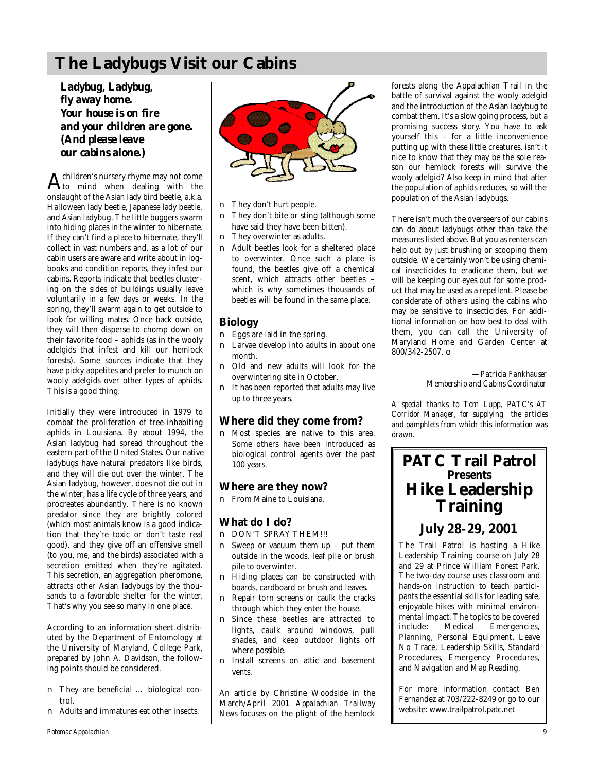# The Ladybugs Visit our Cabins

***Ladybug, Ladybug,***
***fly away home.***
***Your house is on fire***
***and your children are gone.***
***(And please leave***
***our cabins alone.)***

A children's nursery rhyme may not come to mind when dealing with the onslaught of the Asian lady bird beetle, a.k.a. Halloween lady beetle, Japanese lady beetle, and Asian ladybug. The little buggers swarm into hiding places in the winter to hibernate. If they can't find a place to hibernate, they'll collect in vast numbers and, as a lot of our cabin users are aware and write about in logbooks and condition reports, they infest our cabins. Reports indicate that beetles clustering on the sides of buildings usually leave voluntarily in a few days or weeks. In the spring, they'll swarm again to get outside to look for willing mates. Once back outside, they will then disperse to chomp down on their favorite food – aphids (as in the wooly adelgids that infest and kill our hemlock forests). Some sources indicate that they have picky appetites and prefer to munch on wooly adelgids over other types of aphids. This is a good thing.

Initially they were introduced in 1979 to combat the proliferation of tree-inhabiting aphids in Louisiana. By about 1994, the Asian ladybug had spread throughout the eastern part of the United States. Our native ladybugs have natural predators like birds, and they will die out over the winter. The Asian ladybug, however, does not die out in the winter, has a life cycle of three years, and procreates abundantly. There is no known predator since they are brightly colored (which most animals know is a good indication that they're toxic or don't taste real good), and they give off an offensive smell (to you, me, and the birds) associated with a secretion emitted when they're agitated. This secretion, an aggregation pheromone, attracts other Asian ladybugs by the thousands to a favorable shelter for the winter. That's why you see so many in one place.

According to an information sheet distributed by the Department of Entomology at the University of Maryland, College Park, prepared by John A. Davidson, the following points should be considered.

- They are beneficial … biological control.
- Adults and immatures eat other insects.
- They don't hurt people.
- They don't bite or sting (although some have said they have been bitten).
- They overwinter as adults.
- Adult beetles look for a sheltered place to overwinter. Once such a place is found, the beetles give off a chemical scent, which attracts other beetles – which is why sometimes thousands of beetles will be found in the same place.

## Biology

- Eggs are laid in the spring.
- Larvae develop into adults in about one month.
- Old and new adults will look for the overwintering site in October.
- It has been reported that adults may live up to three years.

## Where did they come from?

- Most species are native to this area. Some others have been introduced as biological control agents over the past 100 years.

## Where are they now?

- From Maine to Louisiana.

## What do I do?

- DON'T SPRAY THEM!!!
- Sweep or vacuum them up – put them outside in the woods, leaf pile or brush pile to overwinter.
- Hiding places can be constructed with boards, cardboard or brush and leaves.
- Repair torn screens or caulk the cracks through which they enter the house.
- Since these beetles are attracted to lights, caulk around windows, pull shades, and keep outdoor lights off where possible.
- Install screens on attic and basement vents.

An article by Christine Woodside in the March/April 2001 *Appalachian Trailway News* focuses on the plight of the hemlock forests along the Appalachian Trail in the battle of survival against the wooly adelgid and the introduction of the Asian ladybug to combat them. It's a slow going process, but a promising success story. You have to ask yourself this – for a little inconvenience putting up with these little creatures, isn't it nice to know that they may be the sole reason our hemlock forests will survive the wooly adelgid? Also keep in mind that after the population of aphids reduces, so will the population of the Asian ladybugs.

There isn't much the overseers of our cabins can do about ladybugs other than take the measures listed above. But you as renters can help out by just brushing or scooping them outside. We certainly won't be using chemical insecticides to eradicate them, but we will be keeping our eyes out for some product that may be used as a repellent. Please be considerate of others using the cabins who may be sensitive to insecticides. For additional information on how best to deal with them, you can call the University of Maryland Home and Garden Center at 800/342-2507.

*—Patricia Fankhauser*
*Membership and Cabins Coordinator*

*A special thanks to Tom Lupp, PATC's AT Corridor Manager, for supplying the articles and pamphlets from which this information was drawn.*

---

# PATC Trail Patrol
### Presents
# Hike Leadership Training
## July 28-29, 2001

The Trail Patrol is hosting a Hike Leadership Training course on July 28 and 29 at Prince William Forest Park. The two-day course uses classroom and hands-on instruction to teach participants the essential skills for leading safe, enjoyable hikes with minimal environmental impact. The topics to be covered include: Medical Emergencies, Planning, Personal Equipment, Leave No Trace, Leadership Skills, Standard Procedures, Emergency Procedures, and Navigation and Map Reading.

For more information contact Ben Fernandez at 703/222-8249 or go to our website: www.trailpatrol.patc.net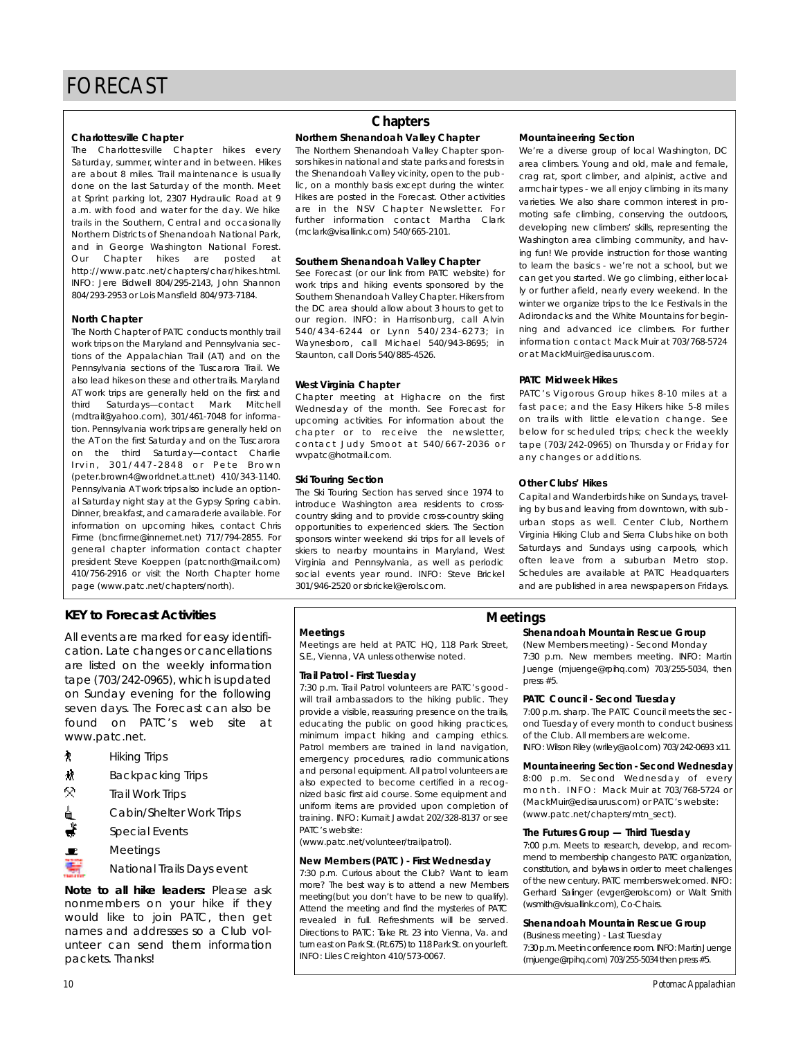# FORECAST

## Chapters

### Charlottesville Chapter

The Charlottesville Chapter hikes every Saturday, summer, winter and in between. Hikes are about 8 miles. Trail maintenance is usually done on the last Saturday of the month. Meet at Sprint parking lot, 2307 Hydraulic Road at 9 a.m. with food and water for the day. We hike trails in the Southern, Central and occasionally Northern Districts of Shenandoah National Park, and in George Washington National Forest. Our Chapter hikes are posted at http://www.patc.net/chapters/char/hikes.html. INFO: Jere Bidwell 804/295-2143, John Shannon 804/293-2953 or Lois Mansfield 804/973-7184.

### North Chapter

The North Chapter of PATC conducts monthly trail work trips on the Maryland and Pennsylvania sections of the Appalachian Trail (AT) and on the Pennsylvania sections of the Tuscarora Trail. We also lead hikes on these and other trails. Maryland AT work trips are generally held on the first and third Saturdays—contact Mark Mitchell (mdtrail@yahoo.com), 301/461-7048 for information. Pennsylvania work trips are generally held on the AT on the first Saturday and on the Tuscarora on the third Saturday—contact Charlie Irvin, 301/447-2848 or Pete Brown (peter.brown4@worldnet.att.net) 410/343-1140. Pennsylvania AT work trips also include an optional Saturday night stay at the Gypsy Spring cabin. Dinner, breakfast, and camaraderie available. For information on upcoming hikes, contact Chris Firme (bncfirme@innernet.net) 717/794-2855. For general chapter information contact chapter president Steve Koeppen (patcnorth@mail.com) 410/756-2916 or visit the North Chapter home page (www.patc.net/chapters/north).

### Northern Shenandoah Valley Chapter

The Northern Shenandoah Valley Chapter sponsors hikes in national and state parks and forests in the Shenandoah Valley vicinity, open to the public, on a monthly basis except during the winter. Hikes are posted in the Forecast. Other activities are in the NSV Chapter Newsletter. For further information contact Martha Clark (mclark@visallink.com) 540/665-2101.

### Southern Shenandoah Valley Chapter

See Forecast (or our link from PATC website) for work trips and hiking events sponsored by the Southern Shenandoah Valley Chapter. Hikers from the DC area should allow about 3 hours to get to our region. INFO: in Harrisonburg, call Alvin 540/434-6244 or Lynn 540/234-6273; in Waynesboro, call Michael 540/943-8695; in Staunton, call Doris 540/885-4526.

### West Virginia Chapter

Chapter meeting at Highacre on the first Wednesday of the month. See Forecast for upcoming activities. For information about the chapter or to receive the newsletter, contact Judy Smoot at 540/667-2036 or wvpatc@hotmail.com.

### Ski Touring Section

The Ski Touring Section has served since 1974 to introduce Washington area residents to cross-country skiing and to provide cross-country skiing opportunities to experienced skiers. The Section sponsors winter weekend ski trips for all levels of skiers to nearby mountains in Maryland, West Virginia and Pennsylvania, as well as periodic social events year round. INFO: Steve Brickel 301/946-2520 or sbrickel@erols.com.

### Mountaineering Section

We're a diverse group of local Washington, DC area climbers. Young and old, male and female, crag rat, sport climber, and alpinist, active and armchair types - we all enjoy climbing in its many varieties. We also share common interest in promoting safe climbing, conserving the outdoors, developing new climbers' skills, representing the Washington area climbing community, and having fun! We provide instruction for those wanting to learn the basics - we're not a school, but we can get you started. We go climbing, either locally or further afield, nearly every weekend. In the winter we organize trips to the Ice Festivals in the Adirondacks and the White Mountains for beginning and advanced ice climbers. For further information contact Mack Muir at 703/768-5724 or at MackMuir@edisaurus.com.

### PATC Midweek Hikes

PATC's Vigorous Group hikes 8-10 miles at a fast pace; and the Easy Hikers hike 5-8 miles on trails with little elevation change. See below for scheduled trips; check the weekly tape (703/242-0965) on Thursday or Friday for any changes or additions.

### Other Clubs' Hikes

Capital and Wanderbirds hike on Sundays, traveling by bus and leaving from downtown, with suburban stops as well. Center Club, Northern Virginia Hiking Club and Sierra Clubs hike on both Saturdays and Sundays using carpools, which often leave from a suburban Metro stop. Schedules are available at PATC Headquarters and are published in area newspapers on Fridays.

## KEY to Forecast Activities

All events are marked for easy identification. Late changes or cancellations are listed on the weekly information tape (703/242-0965), which is updated on Sunday evening for the following seven days. The Forecast can also be found on PATC's web site at www.patc.net.

- Hiking Trips
- Backpacking Trips
- Trail Work Trips
- Cabin/Shelter Work Trips
- Special Events
- Meetings
- National Trails Days event

**Note to all hike leaders:** Please ask nonmembers on your hike if they would like to join PATC, then get names and addresses so a Club volunteer can send them information packets. Thanks!

## Meetings

### Meetings

Meetings are held at PATC HQ, 118 Park Street, S.E., Vienna, VA unless otherwise noted.

### Trail Patrol - First Tuesday

7:30 p.m. Trail Patrol volunteers are PATC's goodwill trail ambassadors to the hiking public. They provide a visible, reassuring presence on the trails, educating the public on good hiking practices, minimum impact hiking and camping ethics. Patrol members are trained in land navigation, emergency procedures, radio communications and personal equipment. All patrol volunteers are also expected to become certified in a recognized basic first aid course. Some equipment and uniform items are provided upon completion of training. INFO: Kumait Jawdat 202/328-8137 or see PATC's website:
(www.patc.net/volunteer/trailpatrol).

### New Members (PATC) - First Wednesday

7:30 p.m. Curious about the Club? Want to learn more? The best way is to attend a new Members meeting(but you don't have to be new to qualify). Attend the meeting and find the mysteries of PATC revealed in full. Refreshments will be served. Directions to PATC: Take Rt. 23 into Vienna, Va. and turn east on Park St. (Rt.675) to 118 Park St. on your left. INFO: Liles Creighton 410/573-0067.

### Shenandoah Mountain Rescue Group

(New Members meeting) - Second Monday
7:30 p.m. New members meeting. INFO: Martin Juenge (mjuenge@rpihq.com) 703/255-5034, then press #5.

### PATC Council - Second Tuesday

7:00 p.m. sharp. The PATC Council meets the second Tuesday of every month to conduct business of the Club. All members are welcome.
INFO: Wilson Riley (wriley@aol.com) 703/242-0693 x11.

### Mountaineering Section - Second Wednesday

8:00 p.m. Second Wednesday of every month. INFO: Mack Muir at 703/768-5724 or (MackMuir@edisaurus.com) or PATC's website: (www.patc.net/chapters/mtn_sect).

### The Futures Group — Third Tuesday

7:00 p.m. Meets to research, develop, and recommend to membership changes to PATC organization, constitution, and bylaws in order to meet challenges of the new century. PATC members welcomed. INFO: Gerhard Salinger (evger@erols.com) or Walt Smith (wsmith@visuallink.com), Co-Chairs.

### Shenandoah Mountain Rescue Group

(Business meeting) - Last Tuesday
7:30 p.m. Meet in conference room. INFO: Martin Juenge (mjuenge@rpihq.com) 703/255-5034 then press #5.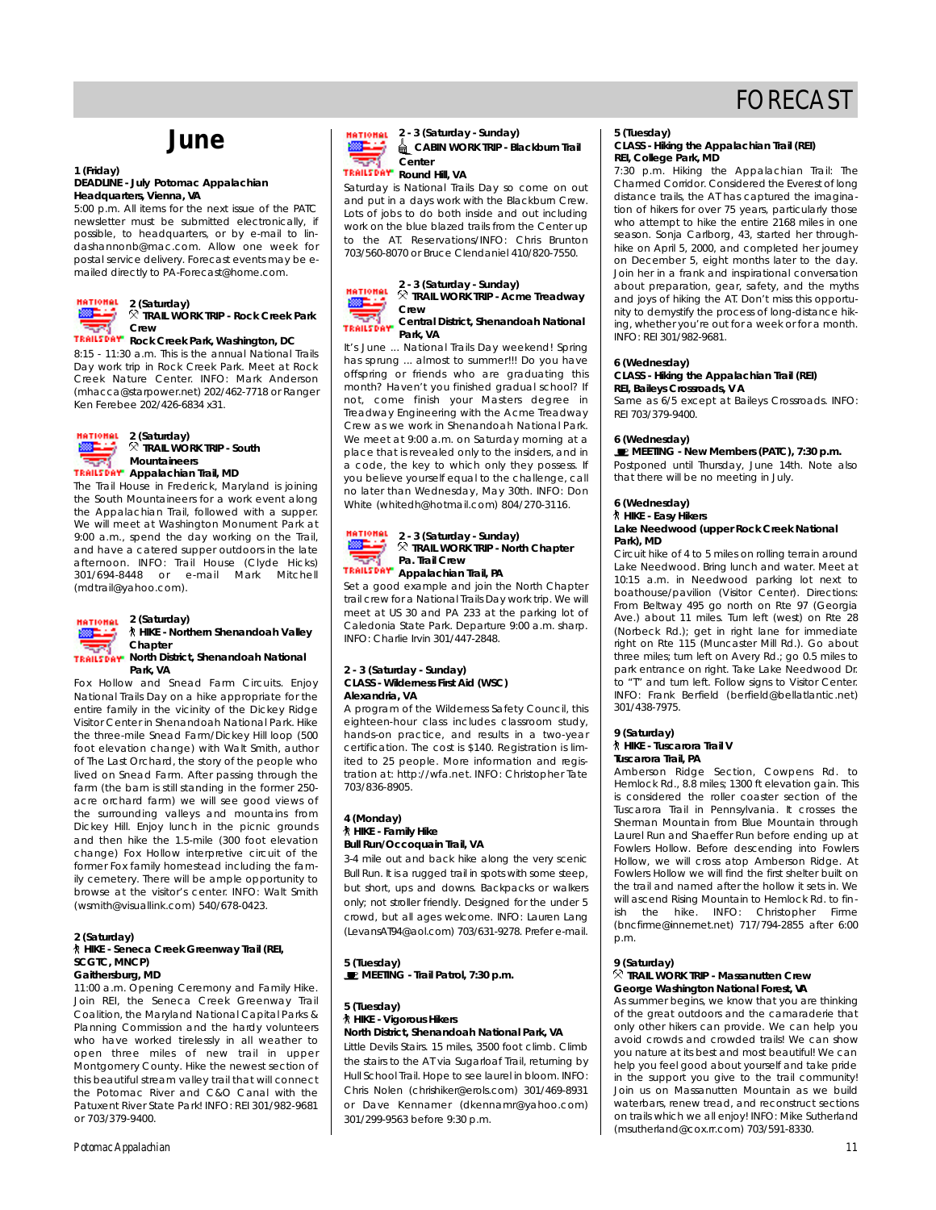# FORECAST

## June

**1 (Friday)**
**DEADLINE - July Potomac Appalachian**
**Headquarters, Vienna, VA**
5:00 p.m. All items for the next issue of the PATC newsletter must be submitted electronically, if possible, to headquarters, or by e-mail to lindashannonb@mac.com. Allow one week for postal service delivery. Forecast events may be e-mailed directly to PA-Forecast@home.com.

**2 (Saturday)**
**TRAIL WORK TRIP - Rock Creek Park Crew**
**Rock Creek Park, Washington, DC**
8:15 - 11:30 a.m. This is the annual National Trails Day work trip in Rock Creek Park. Meet at Rock Creek Nature Center. INFO: Mark Anderson (mhacca@starpower.net) 202/462-7718 or Ranger Ken Ferebee 202/426-6834 x31.

**2 (Saturday)**
**TRAIL WORK TRIP - South Mountaineers**
**Appalachian Trail, MD**
The Trail House in Frederick, Maryland is joining the South Mountaineers for a work event along the Appalachian Trail, followed with a supper. We will meet at Washington Monument Park at 9:00 a.m., spend the day working on the Trail, and have a catered supper outdoors in the late afternoon. INFO: Trail House (Clyde Hicks) 301/694-8448 or e-mail Mark Mitchell (mdtrail@yahoo.com).

**2 (Saturday)**
**HIKE - Northern Shenandoah Valley Chapter**
**North District, Shenandoah National Park, VA**
Fox Hollow and Snead Farm Circuits. Enjoy National Trails Day on a hike appropriate for the entire family in the vicinity of the Dickey Ridge Visitor Center in Shenandoah National Park. Hike the three-mile Snead Farm/Dickey Hill loop (500 foot elevation change) with Walt Smith, author of The Last Orchard, the story of the people who lived on Snead Farm. After passing through the farm (the barn is still standing in the former 250-acre orchard farm) we will see good views of the surrounding valleys and mountains from Dickey Hill. Enjoy lunch in the picnic grounds and then hike the 1.5-mile (300 foot elevation change) Fox Hollow interpretive circuit of the former Fox family homestead including the family cemetery. There will be ample opportunity to browse at the visitor's center. INFO: Walt Smith (wsmith@visuallink.com) 540/678-0423.

**2 (Saturday)**
**HIKE - Seneca Creek Greenway Trail (REI, SCGTC, MNCP)**
**Gaithersburg, MD**
11:00 a.m. Opening Ceremony and Family Hike. Join REI, the Seneca Creek Greenway Trail Coalition, the Maryland National Capital Parks & Planning Commission and the hardy volunteers who have worked tirelessly in all weather to open three miles of new trail in upper Montgomery County. Hike the newest section of this beautiful stream valley trail that will connect the Potomac River and C&O Canal with the Patuxent River State Park! INFO: REI 301/982-9681 or 703/379-9400.

**2 - 3 (Saturday - Sunday)**
**CABIN WORK TRIP - Blackburn Trail Center**
**Round Hill, VA**
Saturday is National Trails Day so come on out and put in a days work with the Blackburn Crew. Lots of jobs to do both inside and out including work on the blue blazed trails from the Center up to the AT. Reservations/INFO: Chris Brunton 703/560-8070 or Bruce Clendaniel 410/820-7550.

**2 - 3 (Saturday - Sunday)**
**TRAIL WORK TRIP - Acme Treadway Crew**
**Central District, Shenandoah National Park, VA**
It's June ... National Trails Day weekend! Spring has sprung ... almost to summer!!! Do you have offspring or friends who are graduating this month? Haven't you finished gradual school? If not, come finish your Masters degree in Treadway Engineering with the Acme Treadway Crew as we work in Shenandoah National Park. We meet at 9:00 a.m. on Saturday morning at a place that is revealed only to the insiders, and in a code, the key to which only they possess. If you believe yourself equal to the challenge, call no later than Wednesday, May 30th. INFO: Don White (whitedh@hotmail.com) 804/270-3116.

**2 - 3 (Saturday - Sunday)**
**TRAIL WORK TRIP - North Chapter Pa. Trail Crew**
**Appalachian Trail, PA**
Set a good example and join the North Chapter trail crew for a National Trails Day work trip. We will meet at US 30 and PA 233 at the parking lot of Caledonia State Park. Departure 9:00 a.m. sharp. INFO: Charlie Irvin 301/447-2848.

**2 - 3 (Saturday - Sunday)**
**CLASS - Wilderness First Aid (WSC)**
**Alexandria, VA**
A program of the Wilderness Safety Council, this eighteen-hour class includes classroom study, hands-on practice, and results in a two-year certification. The cost is $140. Registration is limited to 25 people. More information and registration at: http://wfa.net. INFO: Christopher Tate 703/836-8905.

**4 (Monday)**
**HIKE - Family Hike**
**Bull Run/Occoquan Trail, VA**
3-4 mile out and back hike along the very scenic Bull Run. It is a rugged trail in spots with some steep, but short, ups and downs. Backpacks or walkers only; not stroller friendly. Designed for the under 5 crowd, but all ages welcome. INFO: Lauren Lang (LevansAT94@aol.com) 703/631-9278. Prefer e-mail.

**5 (Tuesday)**
**MEETING - Trail Patrol, 7:30 p.m.**

**5 (Tuesday)**
**HIKE - Vigorous Hikers**
**North District, Shenandoah National Park, VA**
Little Devils Stairs. 15 miles, 3500 foot climb. Climb the stairs to the AT via Sugarloaf Trail, returning by Hull School Trail. Hope to see laurel in bloom. INFO: Chris Nolen (chrishiker@erols.com) 301/469-8931 or Dave Kennamer (dkennamr@yahoo.com) 301/299-9563 before 9:30 p.m.

**5 (Tuesday)**
**CLASS - Hiking the Appalachian Trail (REI)**
**REI, College Park, MD**
7:30 p.m. Hiking the Appalachian Trail: The Charmed Corridor. Considered the Everest of long distance trails, the AT has captured the imagination of hikers for over 75 years, particularly those who attempt to hike the entire 2168 miles in one season. Sonja Carlborg, 43, started her through-hike on April 5, 2000, and completed her journey on December 5, eight months later to the day. Join her in a frank and inspirational conversation about preparation, gear, safety, and the myths and joys of hiking the AT. Don't miss this opportunity to demystify the process of long-distance hiking, whether you're out for a week or for a month. INFO: REI 301/982-9681.

**6 (Wednesday)**
**CLASS - Hiking the Appalachian Trail (REI)**
**REI, Baileys Crossroads, VA**
Same as 6/5 except at Baileys Crossroads. INFO: REI 703/379-9400.

**6 (Wednesday)**
**MEETING - New Members (PATC), 7:30 p.m.**
Postponed until Thursday, June 14th. Note also that there will be no meeting in July.

**6 (Wednesday)**
**HIKE - Easy Hikers**
**Lake Needwood (upper Rock Creek National Park), MD**
Circuit hike of 4 to 5 miles on rolling terrain around Lake Needwood. Bring lunch and water. Meet at 10:15 a.m. in Needwood parking lot next to boathouse/pavilion (Visitor Center). Directions: From Beltway 495 go north on Rte 97 (Georgia Ave.) about 11 miles. Turn left (west) on Rte 28 (Norbeck Rd.); get in right lane for immediate right on Rte 115 (Muncaster Mill Rd.). Go about three miles; turn left on Avery Rd.; go 0.5 miles to park entrance on right. Take Lake Needwood Dr. to "T" and turn left. Follow signs to Visitor Center. INFO: Frank Berfield (berfield@bellatlantic.net) 301/438-7975.

**9 (Saturday)**
**HIKE - Tuscarora Trail V**
**Tuscarora Trail, PA**
Amberson Ridge Section, Cowpens Rd. to Hemlock Rd., 8.8 miles; 1300 ft elevation gain. This is considered the roller coaster section of the Tuscarora Trail in Pennsylvania. It crosses the Sherman Mountain from Blue Mountain through Laurel Run and Shaeffer Run before ending up at Fowlers Hollow. Before descending into Fowlers Hollow, we will cross atop Amberson Ridge. At Fowlers Hollow we will find the first shelter built on the trail and named after the hollow it sets in. We will ascend Rising Mountain to Hemlock Rd. to finish the hike. INFO: Christopher Firme (bncfirme@innernet.net) 717/794-2855 after 6:00 p.m.

**9 (Saturday)**
**TRAIL WORK TRIP - Massanutten Crew**
**George Washington National Forest, VA**
As summer begins, we know that you are thinking of the great outdoors and the camaraderie that only other hikers can provide. We can help you avoid crowds and crowded trails! We can show you nature at its best and most beautiful! We can help you feel good about yourself and take pride in the support you give to the trail community! Join us on Massanutten Mountain as we build waterbars, renew tread, and reconstruct sections on trails which we all enjoy! INFO: Mike Sutherland (msutherland@cox.rr.com) 703/591-8330.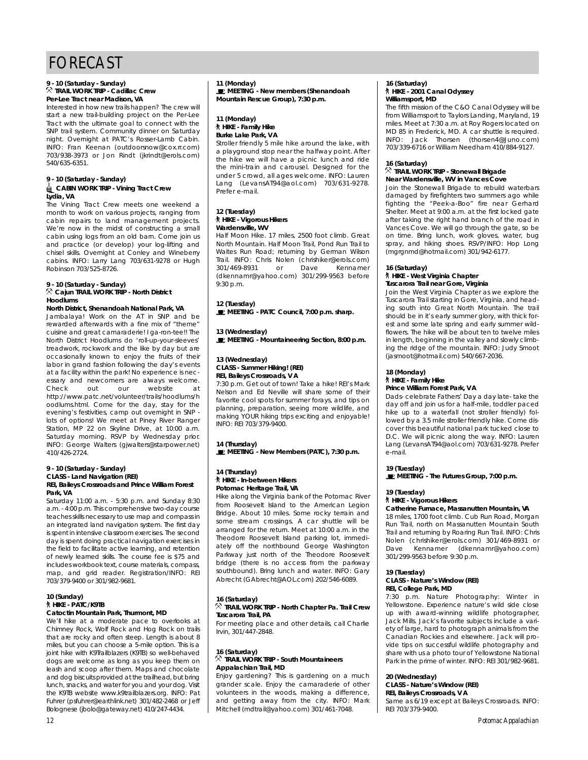# FORECAST

**9 - 10 (Saturday - Sunday)**
**TRAIL WORK TRIP - Cadillac Crew**
**Per-Lee Tract near Madison, VA**

Interested in how new trails happen? The crew will start a new trail-building project on the Per-Lee Tract with the ultimate goal to connect with the SNP trail system. Community dinner on Saturday night. Overnight at PATC's Rosser-Lamb Cabin. INFO: Fran Keenan (outdoorsnow@cox.rr.com) 703/938-3973 or Jon Rindt (jkrindt@erols.com) 540/635-6351.

**9 - 10 (Saturday - Sunday)**
**CABIN WORK TRIP - Vining Tract Crew**
**Lydia, VA**

The Vining Tract Crew meets one weekend a month to work on various projects, ranging from cabin repairs to land management projects. We're now in the midst of constructing a small cabin using logs from an old barn. Come join us and practice (or develop) your log-lifting and chisel skills. Overnight at Conley and Wineberry cabins. INFO: Larry Lang 703/631-9278 or Hugh Robinson 703/525-8726.

**9 - 10 (Saturday - Sunday)**
**Cajun TRAIL WORK TRIP - North District Hoodlums**
**North District, Shenandoah National Park, VA**

Jambalaya! Work on the AT in SNP and be rewarded afterwards with a fine mix of "theme" cuisine and great camaraderie! I ga-ron-tee!! The North District Hoodlums do 'roll-up-your-sleeves' treadwork, rockwork and the like by day but are occasionally known to enjoy the fruits of their labor in grand fashion following the day's events at a facility within the park! No experience is necessary and newcomers are always welcome. Check out our website at http://www.patc.net/volunteer/trails/hoodlums/hoodlums.html. Come for the day, stay for the evening's festivities, camp out overnight in SNP - lots of options! We meet at Piney River Ranger Station, MP 22 on Skyline Drive, at 10:00 a.m. Saturday morning. RSVP by Wednesday prior. INFO: George Walters (gjwalters@starpower.net) 410/426-2724.

**9 - 10 (Saturday - Sunday)**
**CLASS - Land Navigation (REI)**
**REI, Baileys Crossroads and Prince William Forest Park, VA**

Saturday 11:00 a.m. - 5:30 p.m. and Sunday 8:30 a.m. - 4:00 p.m. This comprehensive two-day course teaches skills necessary to use map and compass in an integrated land navigation system. The first day is spent in intensive classroom exercises. The second day is spent doing practical navigation exercises in the field to facilitate active learning, and retention of newly learned skills. The course fee is $75 and includes workbook text, course materials, compass, map, and grid reader. Registration/INFO: REI 703/379-9400 or 301/982-9681.

**10 (Sunday)**
**HIKE - PATC/K9TB**
**Catoctin Mountain Park, Thurmont, MD**

We'll hike at a moderate pace to overlooks at Chimney Rock, Wolf Rock and Hog Rock on trails that are rocky and often steep. Length is about 8 miles, but you can choose a 5-mile option. This is a joint hike with K9Trailblazers (K9TB) so well-behaved dogs are welcome as long as you keep them on leash and scoop after them. Maps and chocolate and dog biscuits provided at the trailhead, but bring lunch, snacks, and water for you and your dog. Visit the K9TB website www.k9trailblazers.org. INFO: Pat Fuhrer (psfuhrer@earthlink.net) 301/482-2468 or Jeff Bolognese (jbolo@gateway.net) 410/247-4434.

**11 (Monday)**
**MEETING - New members (Shenandoah Mountain Rescue Group), 7:30 p.m.**

**11 (Monday)**
**HIKE - Family Hike**
**Burke Lake Park, VA**

Stroller friendly 5 mile hike around the lake, with a playground stop near the halfway point. After the hike we will have a picnic lunch and ride the mini-train and carousel. Designed for the under 5 crowd, all ages welcome. INFO: Lauren Lang (LevansAT94@aol.com) 703/631-9278. Prefer e-mail.

**12 (Tuesday)**
**HIKE - Vigorous Hikers**
**Wardensville, WV**

Half Moon Hike. 17 miles, 2500 foot climb. Great North Mountain. Half Moon Trail, Pond Run Trail to Waites Run Road; returning by German Wilson Trail. INFO: Chris Nolen (chrishiker@erols.com) 301/469-8931 or Dave Kennamer (dkennamr@yahoo.com) 301/299-9563 before 9:30 p.m.

**12 (Tuesday)**
**MEETING - PATC Council, 7:00 p.m. sharp.**

**13 (Wednesday)**
**MEETING - Mountaineering Section, 8:00 p.m.**

**13 (Wednesday)**
**CLASS - Summer Hiking! (REI)**
**REI, Baileys Crossroads, VA**

7:30 p.m. Get out of town! Take a hike! REI's Mark Nelson and Ed Neville will share some of their favorite cool spots for summer forays, and tips on planning, preparation, seeing more wildlife, and making YOUR hiking trips exciting and enjoyable! INFO: REI 703/379-9400.

**14 (Thursday)**
**MEETING - New Members (PATC), 7:30 p.m.**

**14 (Thursday)**
**HIKE - In-between Hikers**
**Potomac Heritage Trail, VA**

Hike along the Virginia bank of the Potomac River from Roosevelt Island to the American Legion Bridge. About 10 miles. Some rocky terrain and some stream crossings. A car shuttle will be arranged for the return. Meet at 10:00 a.m. in the Theodore Roosevelt Island parking lot, immediately off the northbound George Washington Parkway just north of the Theodore Roosevelt bridge (there is no access from the parkway southbound). Bring lunch and water. INFO: Gary Abrecht (GAbrecht@AOL.com) 202/546-6089.

**16 (Saturday)**
**TRAIL WORK TRIP - North Chapter Pa. Trail Crew**
**Tuscarora Trail, PA**

For meeting place and other details, call Charlie Irvin, 301/447-2848.

**16 (Saturday)**
**TRAIL WORK TRIP - South Mountaineers**
**Appalachian Trail, MD**

Enjoy gardening? This is gardening on a much grander scale. Enjoy the camaraderie of other volunteers in the woods, making a difference, and getting away from the city. INFO: Mark Mitchell (mdtrail@yahoo.com) 301/461-7048.

**16 (Saturday)**
**HIKE - 2001 Canal Odyssey**
**Williamsport, MD**

The fifth mission of the C&O Canal Odyssey will be from Williamsport to Taylors Landing, Maryland, 19 miles. Meet at 7:30 a.m. at Roy Rogers located on MD 85 in Frederick, MD. A car shuttle is required. INFO: Jack Thorsen (thorsen4@Juno.com) 703/339-6716 or William Needham 410/884-9127.

**16 (Saturday)**
**TRAIL WORK TRIP - Stonewall Brigade**
**Near Wardensville, WV in Vances Cove**

Join the Stonewall Brigade to rebuild waterbars damaged by firefighters two summers ago while fighting the "Peek-a-Boo" fire near Gerhard Shelter. Meet at 9:00 a.m. at the first locked gate after taking the right hand branch of the road in Vances Cove. We will go through the gate, so be on time. Bring lunch, work gloves, water, bug spray, and hiking shoes. RSVP/INFO: Hop Long (mgrgnmd@hotmail.com) 301/942-6177.

**16 (Saturday)**
**HIKE - West Virginia Chapter**
**Tuscarora Trail near Gore, Virginia**

Join the West Virginia Chapter as we explore the Tuscarora Trail starting in Gore, Virginia, and heading south into Great North Mountain. The trail should be in it's early summer glory, with thick forest and some late spring and early summer wildflowers. The hike will be about ten to twelve miles in length, beginning in the valley and slowly climbing the ridge of the mountain. INFO: Judy Smoot (jasmoot@hotmail.com) 540/667-2036.

**18 (Monday)**
**HIKE - Family Hike**
**Prince William Forest Park, VA**

Dads- celebrate Fathers' Day a day late- take the day off and join us for a half-mile, toddler paced hike up to a waterfall (not stroller friendly) followed by a 3.5 mile stroller friendly hike. Come discover this beautiful national park tucked close to D.C. We will picnic along the way. INFO: Lauren Lang (LevansAT94@aol.com) 703/631-9278. Prefer e-mail.

**19 (Tuesday)**
**MEETING - The Futures Group, 7:00 p.m.**

**19 (Tuesday)**
**HIKE - Vigorous Hikers**
**Catherine Furnace, Massanutten Mountain, VA**

18 miles, 1700 foot climb. Cub Run Road, Morgan Run Trail, north on Massanutten Mountain South Trail and returning by Roaring Run Trail. INFO: Chris Nolen (chrishiker@erols.com) 301/469-8931 or Dave Kennamer (dkennamr@yahoo.com) 301/299-9563 before 9:30 p.m.

**19 (Tuesday)**
**CLASS - Nature's Window (REI)**
**REI, College Park, MD**

7:30 p.m. Nature Photography: Winter in Yellowstone. Experience nature's wild side close up with award-winning wildlife photographer, Jack Mills. Jack's favorite subjects include a variety of large, hard to photograph animals from the Canadian Rockies and elsewhere. Jack will provide tips on successful wildlife photography and share with us a photo tour of Yellowstone National Park in the prime of winter. INFO: REI 301/982-9681.

**20 (Wednesday)**
**CLASS - Nature's Window (REI)**
**REI, Baileys Crossroads, VA**

Same as 6/19 except at Baileys Crossroads. INFO: REI 703/379-9400.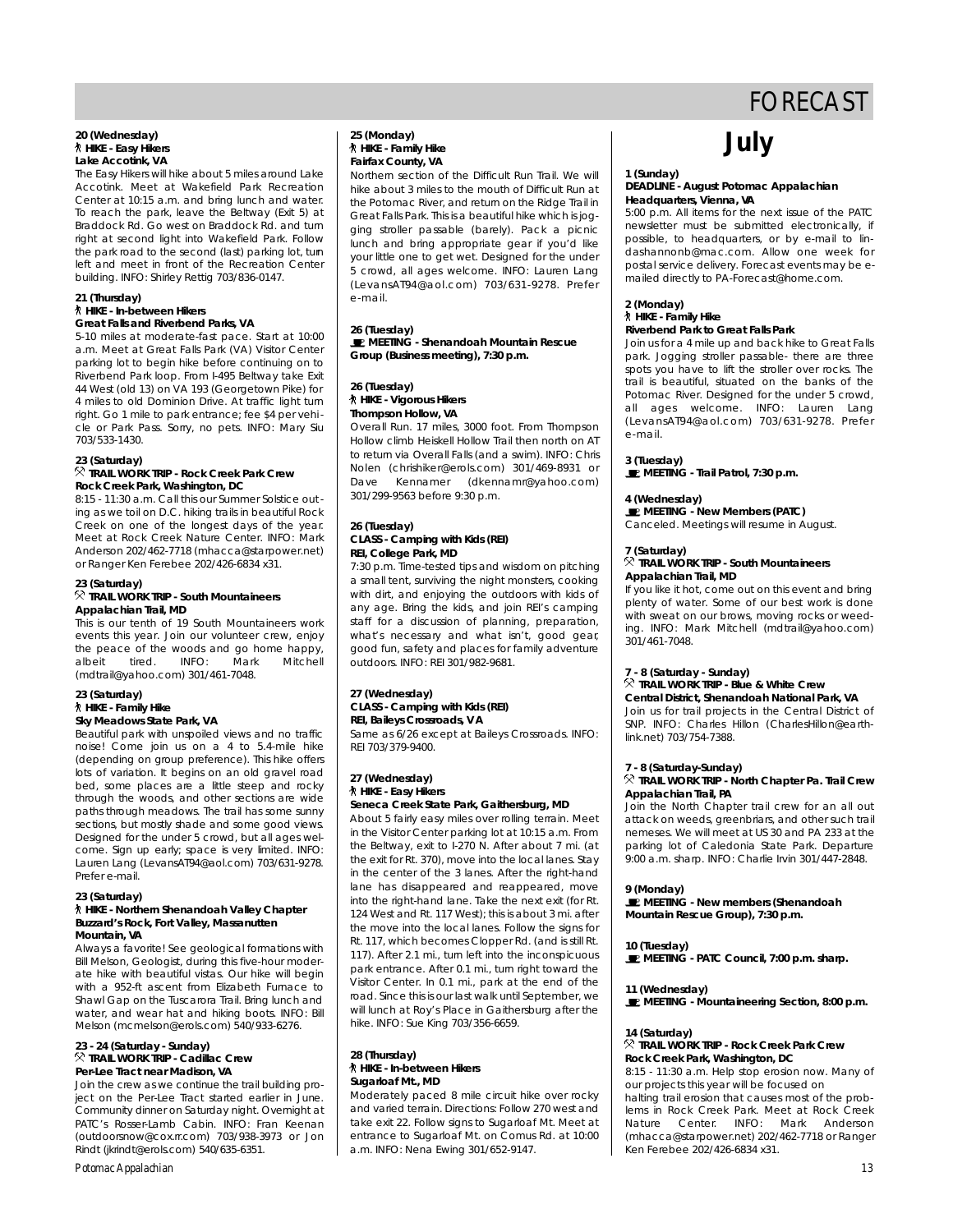# FORECAST

**20 (Wednesday)**
**HIKE - Easy Hikers**
**Lake Accotink, VA**
The Easy Hikers will hike about 5 miles around Lake Accotink. Meet at Wakefield Park Recreation Center at 10:15 a.m. and bring lunch and water. To reach the park, leave the Beltway (Exit 5) at Braddock Rd. Go west on Braddock Rd. and turn right at second light into Wakefield Park. Follow the park road to the second (last) parking lot, turn left and meet in front of the Recreation Center building. INFO: Shirley Rettig 703/836-0147.

**21 (Thursday)**
**HIKE - In-between Hikers**
**Great Falls and Riverbend Parks, VA**
5-10 miles at moderate-fast pace. Start at 10:00 a.m. Meet at Great Falls Park (VA) Visitor Center parking lot to begin hike before continuing on to Riverbend Park loop. From I-495 Beltway take Exit 44 West (old 13) on VA 193 (Georgetown Pike) for 4 miles to old Dominion Drive. At traffic light turn right. Go 1 mile to park entrance; fee $4 per vehicle or Park Pass. Sorry, no pets. INFO: Mary Siu 703/533-1430.

**23 (Saturday)**
**TRAIL WORK TRIP - Rock Creek Park Crew**
**Rock Creek Park, Washington, DC**
8:15 - 11:30 a.m. Call this our Summer Solstice outing as we toil on D.C. hiking trails in beautiful Rock Creek on one of the longest days of the year. Meet at Rock Creek Nature Center. INFO: Mark Anderson 202/462-7718 (mhacca@starpower.net) or Ranger Ken Ferebee 202/426-6834 x31.

**23 (Saturday)**
**TRAIL WORK TRIP - South Mountaineers**
**Appalachian Trail, MD**
This is our tenth of 19 South Mountaineers work events this year. Join our volunteer crew, enjoy the peace of the woods and go home happy, albeit tired. INFO: Mark Mitchell (mdtrail@yahoo.com) 301/461-7048.

**23 (Saturday)**
**HIKE - Family Hike**
**Sky Meadows State Park, VA**
Beautiful park with unspoiled views and no traffic noise! Come join us on a 4 to 5.4-mile hike (depending on group preference). This hike offers lots of variation. It begins on an old gravel road bed, some places are a little steep and rocky through the woods, and other sections are wide paths through meadows. The trail has some sunny sections, but mostly shade and some good views. Designed for the under 5 crowd, but all ages welcome. Sign up early; space is very limited. INFO: Lauren Lang (LevansAT94@aol.com) 703/631-9278. Prefer e-mail.

**23 (Saturday)**
**HIKE - Northern Shenandoah Valley Chapter**
**Buzzard's Rock, Fort Valley, Massanutten Mountain, VA**
Always a favorite! See geological formations with Bill Melson, Geologist, during this five-hour moderate hike with beautiful vistas. Our hike will begin with a 952-ft ascent from Elizabeth Furnace to Shawl Gap on the Tuscarora Trail. Bring lunch and water, and wear hat and hiking boots. INFO: Bill Melson (mcmelson@erols.com) 540/933-6276.

**23 - 24 (Saturday - Sunday)**
**TRAIL WORK TRIP - Cadillac Crew**
**Per-Lee Tract near Madison, VA**
Join the crew as we continue the trail building project on the Per-Lee Tract started earlier in June. Community dinner on Saturday night. Overnight at PATC's Rosser-Lamb Cabin. INFO: Fran Keenan (outdoorsnow@cox.rr.com) 703/938-3973 or Jon Rindt (jkrindt@erols.com) 540/635-6351.

**25 (Monday)**
**HIKE - Family Hike**
**Fairfax County, VA**
Northern section of the Difficult Run Trail. We will hike about 3 miles to the mouth of Difficult Run at the Potomac River, and return on the Ridge Trail in Great Falls Park. This is a beautiful hike which is jogging stroller passable (barely). Pack a picnic lunch and bring appropriate gear if you'd like your little one to get wet. Designed for the under 5 crowd, all ages welcome. INFO: Lauren Lang (LevansAT94@aol.com) 703/631-9278. Prefer e-mail.

**26 (Tuesday)**
**MEETING - Shenandoah Mountain Rescue Group (Business meeting), 7:30 p.m.**

**26 (Tuesday)**
**HIKE - Vigorous Hikers**
**Thompson Hollow, VA**
Overall Run. 17 miles, 3000 foot. From Thompson Hollow climb Heiskell Hollow Trail then north on AT to return via Overall Falls (and a swim). INFO: Chris Nolen (chrishiker@erols.com) 301/469-8931 or Dave Kennamer (dkennamr@yahoo.com) 301/299-9563 before 9:30 p.m.

**26 (Tuesday)**
**CLASS - Camping with Kids (REI)**
**REI, College Park, MD**
7:30 p.m. Time-tested tips and wisdom on pitching a small tent, surviving the night monsters, cooking with dirt, and enjoying the outdoors with kids of any age. Bring the kids, and join REI's camping staff for a discussion of planning, preparation, what's necessary and what isn't, good gear, good fun, safety and places for family adventure outdoors. INFO: REI 301/982-9681.

**27 (Wednesday)**
**CLASS - Camping with Kids (REI)**
**REI, Baileys Crossroads, VA**
Same as 6/26 except at Baileys Crossroads. INFO: REI 703/379-9400.

**27 (Wednesday)**
**HIKE - Easy Hikers**
**Seneca Creek State Park, Gaithersburg, MD**
About 5 fairly easy miles over rolling terrain. Meet in the Visitor Center parking lot at 10:15 a.m. From the Beltway, exit to I-270 N. After about 7 mi. (at the exit for Rt. 370), move into the local lanes. Stay in the center of the 3 lanes. After the right-hand lane has disappeared and reappeared, move into the right-hand lane. Take the next exit (for Rt. 124 West and Rt. 117 West); this is about 3 mi. after the move into the local lanes. Follow the signs for Rt. 117, which becomes Clopper Rd. (and is still Rt. 117). After 2.1 mi., turn left into the inconspicuous park entrance. After 0.1 mi., turn right toward the Visitor Center. In 0.1 mi., park at the end of the road. Since this is our last walk until September, we will lunch at Roy's Place in Gaithersburg after the hike. INFO: Sue King 703/356-6659.

**28 (Thursday)**
**HIKE - In-between Hikers**
**Sugarloaf Mt., MD**
Moderately paced 8 mile circuit hike over rocky and varied terrain. Directions: Follow 270 west and take exit 22. Follow signs to Sugarloaf Mt. Meet at entrance to Sugarloaf Mt. on Comus Rd. at 10:00 a.m. INFO: Nena Ewing 301/652-9147.

## July

**1 (Sunday)**
**DEADLINE - August Potomac Appalachian**
**Headquarters, Vienna, VA**
5:00 p.m. All items for the next issue of the PATC newsletter must be submitted electronically, if possible, to headquarters, or by e-mail to lindashannonb@mac.com. Allow one week for postal service delivery. Forecast events may be e-mailed directly to PA-Forecast@home.com.

**2 (Monday)**
**HIKE - Family Hike**
**Riverbend Park to Great Falls Park**
Join us for a 4 mile up and back hike to Great Falls park. Jogging stroller passable- there are three spots you have to lift the stroller over rocks. The trail is beautiful, situated on the banks of the Potomac River. Designed for the under 5 crowd, all ages welcome. INFO: Lauren Lang (LevansAT94@aol.com) 703/631-9278. Prefer e-mail.

**3 (Tuesday)**
**MEETING - Trail Patrol, 7:30 p.m.**

**4 (Wednesday)**
**MEETING - New Members (PATC)**
Canceled. Meetings will resume in August.

**7 (Saturday)**
**TRAIL WORK TRIP - South Mountaineers**
**Appalachian Trail, MD**
If you like it hot, come out on this event and bring plenty of water. Some of our best work is done with sweat on our brows, moving rocks or weeding. INFO: Mark Mitchell (mdtrail@yahoo.com) 301/461-7048.

**7 - 8 (Saturday - Sunday)**
**TRAIL WORK TRIP - Blue & White Crew**
**Central District, Shenandoah National Park, VA**
Join us for trail projects in the Central District of SNP. INFO: Charles Hillon (CharlesHillon@earthlink.net) 703/754-7388.

**7 - 8 (Saturday-Sunday)**
**TRAIL WORK TRIP - North Chapter Pa. Trail Crew**
**Appalachian Trail, PA**
Join the North Chapter trail crew for an all out attack on weeds, greenbriars, and other such trail nemeses. We will meet at US 30 and PA 233 at the parking lot of Caledonia State Park. Departure 9:00 a.m. sharp. INFO: Charlie Irvin 301/447-2848.

**9 (Monday)**
**MEETING - New members (Shenandoah Mountain Rescue Group), 7:30 p.m.**

**10 (Tuesday)**
**MEETING - PATC Council, 7:00 p.m. sharp.**

**11 (Wednesday)**
**MEETING - Mountaineering Section, 8:00 p.m.**

**14 (Saturday)**
**TRAIL WORK TRIP - Rock Creek Park Crew**
**Rock Creek Park, Washington, DC**
8:15 - 11:30 a.m. Help stop erosion now. Many of our projects this year will be focused on halting trail erosion that causes most of the problems in Rock Creek Park. Meet at Rock Creek Nature Center. INFO: Mark Anderson (mhacca@starpower.net) 202/462-7718 or Ranger Ken Ferebee 202/426-6834 x31.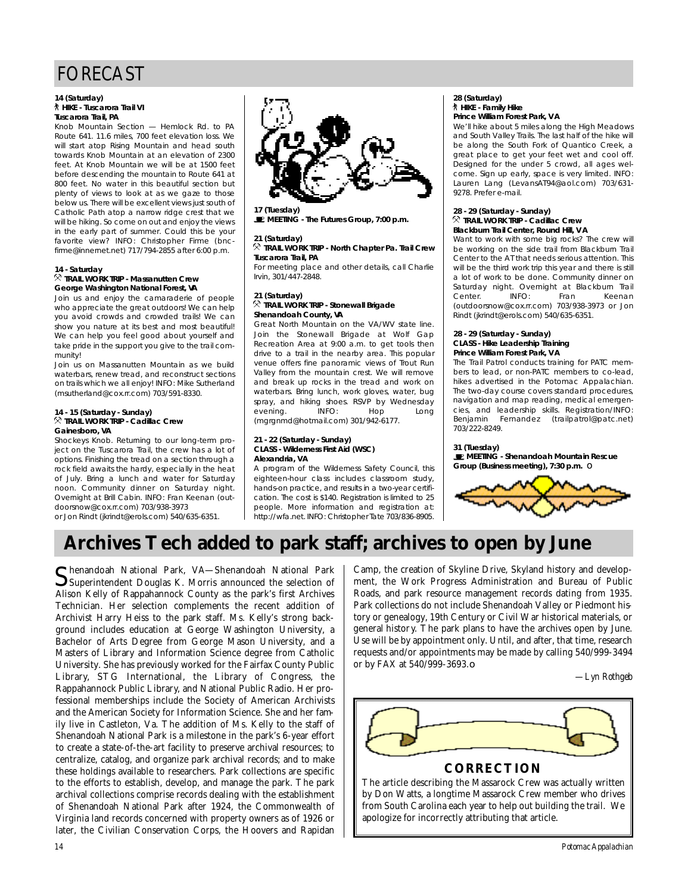# FORECAST

**14 (Saturday)**
**HIKE - Tuscarora Trail VI**
**Tuscarora Trail, PA**

Knob Mountain Section — Hemlock Rd. to PA Route 641. 11.6 miles, 700 feet elevation loss. We will start atop Rising Mountain and head south towards Knob Mountain at an elevation of 2300 feet. At Knob Mountain we will be at 1500 feet before descending the mountain to Route 641 at 800 feet. No water in this beautiful section but plenty of views to look at as we gaze to those below us. There will be excellent views just south of Catholic Path atop a narrow ridge crest that we will be hiking. So come on out and enjoy the views in the early part of summer. Could this be your favorite view? INFO: Christopher Firme (bncfirme@innernet.net) 717/794-2855 after 6:00 p.m.

**14 - Saturday**
**TRAIL WORK TRIP - Massanutten Crew**
**George Washington National Forest, VA**

Join us and enjoy the camaraderie of people who appreciate the great outdoors! We can help you avoid crowds and crowded trails! We can show you nature at its best and most beautiful! We can help you feel good about yourself and take pride in the support you give to the trail community!

Join us on Massanutten Mountain as we build waterbars, renew tread, and reconstruct sections on trails which we all enjoy! INFO: Mike Sutherland (msutherland@cox.rr.com) 703/591-8330.

**14 - 15 (Saturday - Sunday)**
**TRAIL WORK TRIP - Cadillac Crew**
**Gainesboro, VA**

Shockeys Knob. Returning to our long-term project on the Tuscarora Trail, the crew has a lot of options. Finishing the tread on a section through a rock field awaits the hardy, especially in the heat of July. Bring a lunch and water for Saturday noon. Community dinner on Saturday night. Overnight at Brill Cabin. INFO: Fran Keenan (outdoorsnow@cox.rr.com) 703/938-3973 or Jon Rindt (jkrindt@erols.com) 540/635-6351.

**17 (Tuesday)**
**MEETING - The Futures Group, 7:00 p.m.**

**21 (Saturday)**
**TRAIL WORK TRIP - North Chapter Pa. Trail Crew**
**Tuscarora Trail, PA**

For meeting place and other details, call Charlie Irvin, 301/447-2848.

**21 (Saturday)**
**TRAIL WORK TRIP - Stonewall Brigade**
**Shenandoah County, VA**

Great North Mountain on the VA/WV state line. Join the Stonewall Brigade at Wolf Gap Recreation Area at 9:00 a.m. to get tools then drive to a trail in the nearby area. This popular venue offers fine panoramic views of Trout Run Valley from the mountain crest. We will remove and break up rocks in the tread and work on waterbars. Bring lunch, work gloves, water, bug spray, and hiking shoes. RSVP by Wednesday evening. INFO: Hop Long (mgrgnmd@hotmail.com) 301/942-6177.

**21 - 22 (Saturday - Sunday)**
**CLASS - Wilderness First Aid (WSC)**
**Alexandria, VA**

A program of the Wilderness Safety Council, this eighteen-hour class includes classroom study, hands-on practice, and results in a two-year certification. The cost is $140. Registration is limited to 25 people. More information and registration at: http://wfa.net. INFO: Christopher Tate 703/836-8905.

**28 (Saturday)**
**HIKE - Family Hike**
**Prince William Forest Park, VA**

We'll hike about 5 miles along the High Meadows and South Valley Trails. The last half of the hike will be along the South Fork of Quantico Creek, a great place to get your feet wet and cool off. Designed for the under 5 crowd, all ages welcome. Sign up early, space is very limited. INFO: Lauren Lang (LevansAT94@aol.com) 703/631-9278. Prefer e-mail.

**28 - 29 (Saturday - Sunday)**
**TRAIL WORK TRIP - Cadillac Crew**
**Blackburn Trail Center, Round Hill, VA**

Want to work with some big rocks? The crew will be working on the side trail from Blackburn Trail Center to the AT that needs serious attention. This will be the third work trip this year and there is still a lot of work to be done. Community dinner on Saturday night. Overnight at Blackburn Trail Center. INFO: Fran Keenan (outdoorsnow@cox.rr.com) 703/938-3973 or Jon Rindt (jkrindt@erols.com) 540/635-6351.

**28 - 29 (Saturday - Sunday)**
**CLASS - Hike Leadership Training**
**Prince William Forest Park, VA**

The Trail Patrol conducts training for PATC members to lead, or non-PATC members to co-lead, hikes advertised in the Potomac Appalachian. The two-day course covers standard procedures, navigation and map reading, medical emergencies, and leadership skills. Registration/INFO: Benjamin Fernandez (trailpatrol@patc.net) 703/222-8249.

**31 (Tuesday)**
**MEETING - Shenandoah Mountain Rescue Group (Business meeting), 7:30 p.m.**

# Archives Tech added to park staff; archives to open by June

Shenandoah National Park, VA—Shenandoah National Park Superintendent Douglas K. Morris announced the selection of Alison Kelly of Rappahannock County as the park's first Archives Technician. Her selection complements the recent addition of Archivist Harry Heiss to the park staff. Ms. Kelly's strong background includes education at George Washington University, a Bachelor of Arts Degree from George Mason University, and a Masters of Library and Information Science degree from Catholic University. She has previously worked for the Fairfax County Public Library, STG International, the Library of Congress, the Rappahannock Public Library, and National Public Radio. Her professional memberships include the Society of American Archivists and the American Society for Information Science. She and her family live in Castleton, Va. The addition of Ms. Kelly to the staff of Shenandoah National Park is a milestone in the park's 6-year effort to create a state-of-the-art facility to preserve archival resources; to centralize, catalog, and organize park archival records; and to make these holdings available to researchers. Park collections are specific to the efforts to establish, develop, and manage the park. The park archival collections comprise records dealing with the establishment of Shenandoah National Park after 1924, the Commonwealth of Virginia land records concerned with property owners as of 1926 or later, the Civilian Conservation Corps, the Hoovers and Rapidan Camp, the creation of Skyline Drive, Skyland history and development, the Work Progress Administration and Bureau of Public Roads, and park resource management records dating from 1935. Park collections do not include Shenandoah Valley or Piedmont history or genealogy, 19th Century or Civil War historical materials, or general history. The park plans to have the archives open by June. Use will be by appointment only. Until, and after, that time, research requests and/or appointments may be made by calling 540/999-3494 or by FAX at 540/999-3693.

*—Lyn Rothgeb*

## CORRECTION

The article describing the Massarock Crew was actually written by Don Watts, a longtime Massarock Crew member who drives from South Carolina each year to help out building the trail. We apologize for incorrectly attributing that article.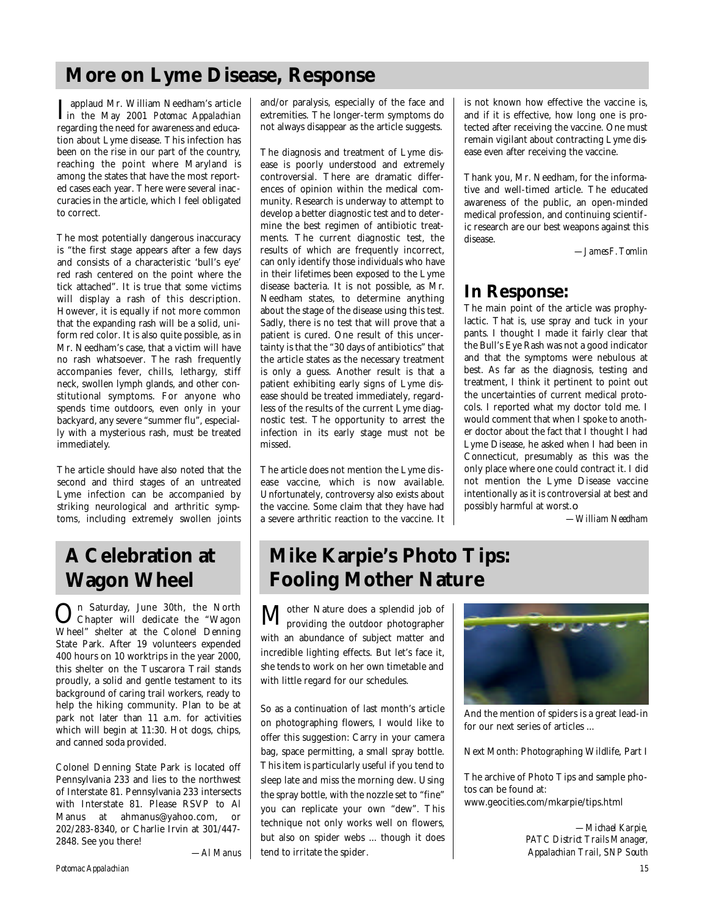## More on Lyme Disease, Response

I applaud Mr. William Needham's article in the May 2001 *Potomac Appalachian* regarding the need for awareness and education about Lyme disease. This infection has been on the rise in our part of the country, reaching the point where Maryland is among the states that have the most reported cases each year. There were several inaccuracies in the article, which I feel obligated to correct.

The most potentially dangerous inaccuracy is "the first stage appears after a few days and consists of a characteristic 'bull's eye' red rash centered on the point where the tick attached". It is true that some victims will display a rash of this description. However, it is equally if not more common that the expanding rash will be a solid, uniform red color. It is also quite possible, as in Mr. Needham's case, that a victim will have no rash whatsoever. The rash frequently accompanies fever, chills, lethargy, stiff neck, swollen lymph glands, and other constitutional symptoms. For anyone who spends time outdoors, even only in your backyard, any severe "summer flu", especially with a mysterious rash, must be treated immediately.

The article should have also noted that the second and third stages of an untreated Lyme infection can be accompanied by striking neurological and arthritic symptoms, including extremely swollen joints and/or paralysis, especially of the face and extremities. The longer-term symptoms do not always disappear as the article suggests.

The diagnosis and treatment of Lyme disease is poorly understood and extremely controversial. There are dramatic differences of opinion within the medical community. Research is underway to attempt to develop a better diagnostic test and to determine the best regimen of antibiotic treatments. The current diagnostic test, the results of which are frequently incorrect, can only identify those individuals who have in their lifetimes been exposed to the Lyme disease bacteria. It is not possible, as Mr. Needham states, to determine anything about the stage of the disease using this test. Sadly, there is no test that will prove that a patient is cured. One result of this uncertainty is that the "30 days of antibiotics" that the article states as the necessary treatment is only a guess. Another result is that a patient exhibiting early signs of Lyme disease should be treated immediately, regardless of the results of the current Lyme diagnostic test. The opportunity to arrest the infection in its early stage must not be missed.

The article does not mention the Lyme disease vaccine, which is now available. Unfortunately, controversy also exists about the vaccine. Some claim that they have had a severe arthritic reaction to the vaccine. It is not known how effective the vaccine is, and if it is effective, how long one is protected after receiving the vaccine. One must remain vigilant about contracting Lyme disease even after receiving the vaccine.

Thank you, Mr. Needham, for the informative and well-timed article. The educated awareness of the public, an open-minded medical profession, and continuing scientific research are our best weapons against this disease.

*—James F. Tomlin*

### In Response:

The main point of the article was prophylactic. That is, use spray and tuck in your pants. I thought I made it fairly clear that the Bull's Eye Rash was not a good indicator and that the symptoms were nebulous at best. As far as the diagnosis, testing and treatment, I think it pertinent to point out the uncertainties of current medical protocols. I reported what my doctor told me. I would comment that when I spoke to another doctor about the fact that I thought I had Lyme Disease, he asked when I had been in Connecticut, presumably as this was the only place where one could contract it. I did not mention the Lyme Disease vaccine intentionally as it is controversial at best and possibly harmful at worst.

*—William Needham*

## A Celebration at Wagon Wheel

On Saturday, June 30th, the North Chapter will dedicate the "Wagon Wheel" shelter at the Colonel Denning State Park. After 19 volunteers expended 400 hours on 10 worktrips in the year 2000, this shelter on the Tuscarora Trail stands proudly, a solid and gentle testament to its background of caring trail workers, ready to help the hiking community. Plan to be at park not later than 11 a.m. for activities which will begin at 11:30. Hot dogs, chips, and canned soda provided.

Colonel Denning State Park is located off Pennsylvania 233 and lies to the northwest of Interstate 81. Pennsylvania 233 intersects with Interstate 81. Please RSVP to Al Manus at ahmanus@yahoo.com, or 202/283-8340, or Charlie Irvin at 301/447-2848. See you there!

*—Al Manus*

## Mike Karpie's Photo Tips: Fooling Mother Nature

Mother Nature does a splendid job of providing the outdoor photographer with an abundance of subject matter and incredible lighting effects. But let's face it, she tends to work on her own timetable and with little regard for our schedules.

So as a continuation of last month's article on photographing flowers, I would like to offer this suggestion: Carry in your camera bag, space permitting, a small spray bottle. This item is particularly useful if you tend to sleep late and miss the morning dew. Using the spray bottle, with the nozzle set to "fine" you can replicate your own "dew". This technique not only works well on flowers, but also on spider webs ... though it does tend to irritate the spider.

And the mention of spiders is a great lead-in for our next series of articles ...

Next Month: Photographing Wildlife, Part I

The archive of Photo Tips and sample photos can be found at:
www.geocities.com/mkarpie/tips.html

*—Michael Karpie,*
*PATC District Trails Manager,*
*Appalachian Trail, SNP South*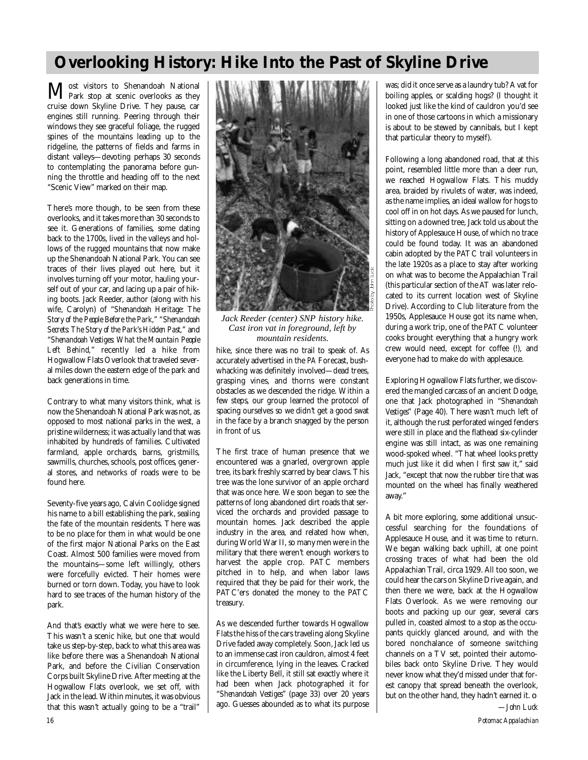# Overlooking History: Hike Into the Past of Skyline Drive

Most visitors to Shenandoah National Park stop at scenic overlooks as they cruise down Skyline Drive. They pause, car engines still running. Peering through their windows they see graceful foliage, the rugged spines of the mountains leading up to the ridgeline, the patterns of fields and farms in distant valleys—devoting perhaps 30 seconds to contemplating the panorama before gunning the throttle and heading off to the next "Scenic View" marked on their map.

There's more though, to be seen from these overlooks, and it takes more than 30 seconds to see it. Generations of families, some dating back to the 1700s, lived in the valleys and hollows of the rugged mountains that now make up the Shenandoah National Park. You can see traces of their lives played out here, but it involves turning off your motor, hauling yourself out of your car, and lacing up a pair of hiking boots. Jack Reeder, author (along with his wife, Carolyn) of "*Shenandoah Heritage: The Story of the People Before the Park*," "*Shenandoah Secrets: The Story of the Park's Hidden Past*," and "*Shenandoah Vestiges: What the Mountain People Left Behind*," recently led a hike from Hogwallow Flats Overlook that traveled several miles down the eastern edge of the park and back generations in time.

Contrary to what many visitors think, what is now the Shenandoah National Park was not, as opposed to most national parks in the west, a pristine wilderness; it was actually land that was inhabited by hundreds of families. Cultivated farmland, apple orchards, barns, gristmills, sawmills, churches, schools, post offices, general stores, and networks of roads were to be found here.

Seventy-five years ago, Calvin Coolidge signed his name to a bill establishing the park, sealing the fate of the mountain residents. There was to be no place for them in what would be one of the first major National Parks on the East Coast. Almost 500 families were moved from the mountains—some left willingly, others were forcefully evicted. Their homes were burned or torn down. Today, you have to look hard to see traces of the human history of the park.

And that's exactly what we were here to see. This wasn't a scenic hike, but one that would take us step-by-step, back to what this area was like before there was a Shenandoah National Park, and before the Civilian Conservation Corps built Skyline Drive. After meeting at the Hogwallow Flats overlook, we set off, with Jack in the lead. Within minutes, it was obvious that this wasn't actually going to be a "trail" hike, since there was no trail to speak of. As accurately advertised in the *PA* Forecast, bushwhacking was definitely involved—dead trees, grasping vines, and thorns were constant obstacles as we descended the ridge. Within a few steps, our group learned the protocol of spacing ourselves so we didn't get a good swat in the face by a branch snagged by the person in front of us.

*Jack Reeder (center) SNP history hike. Cast iron vat in foreground, left by mountain residents.*

Photo by John Luck

The first trace of human presence that we encountered was a gnarled, overgrown apple tree, its bark freshly scarred by bear claws. This tree was the lone survivor of an apple orchard that was once here. We soon began to see the patterns of long abandoned dirt roads that serviced the orchards and provided passage to mountain homes. Jack described the apple industry in the area, and related how when, during World War II, so many men were in the military that there weren't enough workers to harvest the apple crop. PATC members pitched in to help, and when labor laws required that they be paid for their work, the PATC'ers donated the money to the PATC treasury.

As we descended further towards Hogwallow Flats the hiss of the cars traveling along Skyline Drive faded away completely. Soon, Jack led us to an immense cast iron cauldron, almost 4 feet in circumference, lying in the leaves. Cracked like the Liberty Bell, it still sat exactly where it had been when Jack photographed it for "*Shenandoah Vestiges*" (page 33) over 20 years ago. Guesses abounded as to what its purpose was; did it once serve as a laundry tub? A vat for boiling apples, or scalding hogs? (I thought it looked just like the kind of cauldron you'd see in one of those cartoons in which a missionary is about to be stewed by cannibals, but I kept that particular theory to myself).

Following a long abandoned road, that at this point, resembled little more than a deer run, we reached Hogwallow Flats. This muddy area, braided by rivulets of water, was indeed, as the name implies, an ideal wallow for hogs to cool off in on hot days. As we paused for lunch, sitting on a downed tree, Jack told us about the history of Applesauce House, of which no trace could be found today. It was an abandoned cabin adopted by the PATC trail volunteers in the late 1920s as a place to stay after working on what was to become the Appalachian Trail (this particular section of the AT was later relocated to its current location west of Skyline Drive). According to Club literature from the 1950s, Applesauce House got its name when, during a work trip, one of the PATC volunteer cooks brought everything that a hungry work crew would need, except for coffee (!), and everyone had to make do with applesauce.

Exploring Hogwallow Flats further, we discovered the mangled carcass of an ancient Dodge, one that Jack photographed in "*Shenandoah Vestiges*" (Page 40). There wasn't much left of it, although the rust perforated winged fenders were still in place and the flathead six-cylinder engine was still intact, as was one remaining wood-spoked wheel. "That wheel looks pretty much just like it did when I first saw it," said Jack, "except that now the rubber tire that was mounted on the wheel has finally weathered away."

A bit more exploring, some additional unsuccessful searching for the foundations of Applesauce House, and it was time to return. We began walking back uphill, at one point crossing traces of what had been the old Appalachian Trail, circa 1929. All too soon, we could hear the cars on Skyline Drive again, and then there we were, back at the Hogwallow Flats Overlook. As we were removing our boots and packing up our gear, several cars pulled in, coasted almost to a stop as the occupants quickly glanced around, and with the bored nonchalance of someone switching channels on a TV set, pointed their automobiles back onto Skyline Drive. They would never know what they'd missed under that forest canopy that spread beneath the overlook, but on the other hand, they hadn't earned it. ❍

*—John Luck*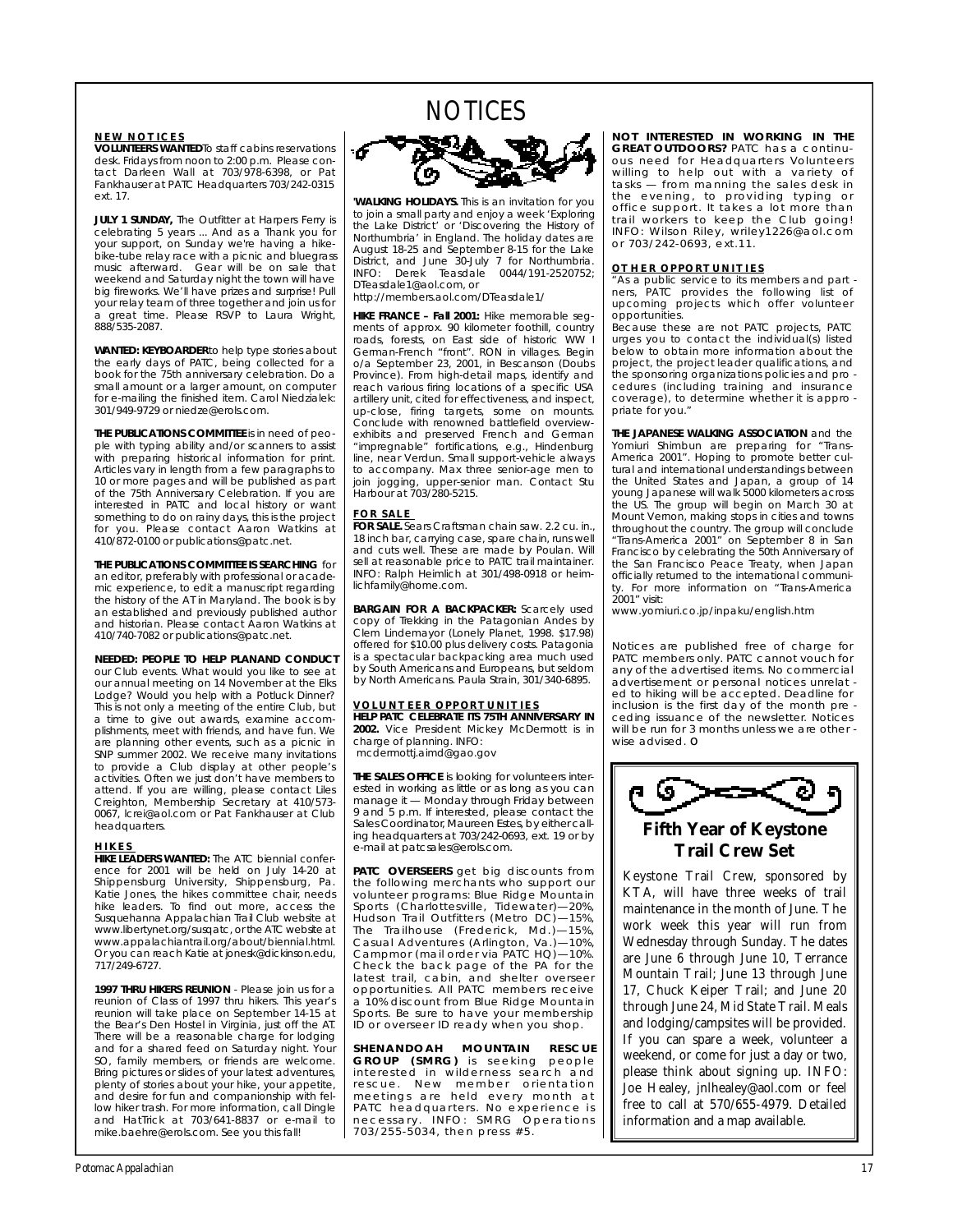# NOTICES

## NEW NOTICES

**VOLUNTEERS WANTED** To staff cabins reservations desk. Fridays from noon to 2:00 p.m. Please contact Darleen Wall at 703/978-6398, or Pat Fankhauser at PATC Headquarters 703/242-0315 ext. 17.

**JULY 1 SUNDAY,** The Outfitter at Harpers Ferry is celebrating 5 years ... And as a Thank you for your support, on Sunday we're having a hike-bike-tube relay race with a picnic and bluegrass music afterward. Gear will be on sale that weekend and Saturday night the town will have big fireworks. We'll have prizes and surprise! Pull your relay team of three together and join us for a great time. Please RSVP to Laura Wright, 888/535-2087.

**WANTED: KEYBOARDER** to help type stories about the early days of PATC, being collected for a book for the 75th anniversary celebration. Do a small amount or a larger amount, on computer for e-mailing the finished item. Carol Niedzialek: 301/949-9729 or niedze@erols.com.

**THE PUBLICATIONS COMMITTEE** is in need of people with typing ability and/or scanners to assist with preparing historical information for print. Articles vary in length from a few paragraphs to 10 or more pages and will be published as part of the 75th Anniversary Celebration. If you are interested in PATC and local history or want something to do on rainy days, this is the project for you. Please contact Aaron Watkins at 410/872-0100 or publications@patc.net.

**THE PUBLICATIONS COMMITTEE IS SEARCHING** for an editor, preferably with professional or academic experience, to edit a manuscript regarding the history of the AT in Maryland. The book is by an established and previously published author and historian. Please contact Aaron Watkins at 410/740-7082 or publications@patc.net.

**NEEDED: PEOPLE TO HELP PLAN AND CONDUCT** our Club events. What would you like to see at our annual meeting on 14 November at the Elks Lodge? Would you help with a Potluck Dinner? This is not only a meeting of the entire Club, but a time to give out awards, examine accomplishments, meet with friends, and have fun. We are planning other events, such as a picnic in SNP summer 2002. We receive many invitations to provide a Club display at other people's activities. Often we just don't have members to attend. If you are willing, please contact Liles Creighton, Membership Secretary at 410/573-0067, lcrei@aol.com or Pat Fankhauser at Club headquarters.

## HIKES

**HIKE LEADERS WANTED:** The ATC biennial conference for 2001 will be held on July 14-20 at Shippensburg University, Shippensburg, Pa. Katie Jones, the hikes committee chair, needs hike leaders. To find out more, access the Susquehanna Appalachian Trail Club website at www.libertynet.org/susqatc, or the ATC website at www.appalachiantrail.org/about/biennial.html. Or you can reach Katie at jonesk@dickinson.edu, 717/249-6727.

**1997 THRU HIKERS REUNION** - Please join us for a reunion of Class of 1997 thru hikers. This year's reunion will take place on September 14-15 at the Bear's Den Hostel in Virginia, just off the AT. There will be a reasonable charge for lodging and for a shared feed on Saturday night. Your SO, family members, or friends are welcome. Bring pictures or slides of your latest adventures, plenty of stories about your hike, your appetite, and desire for fun and companionship with fellow hiker trash. For more information, call Dingle and HatTrick at 703/641-8837 or e-mail to mike.baehre@erols.com. See you this fall!

**'WALKING HOLIDAYS.** This is an invitation for you to join a small party and enjoy a week 'Exploring the Lake District' or 'Discovering the History of Northumbria' in England. The holiday dates are August 18-25 and September 8-15 for the Lake District, and June 30-July 7 for Northumbria. INFO: Derek Teasdale 0044/191-2520752; DTeasdale1@aol.com, or http://members.aol.com/DTeasdale1/

**HIKE FRANCE – Fall 2001:** Hike memorable segments of approx. 90 kilometer foothill, country roads, forests, on East side of historic WW I German-French "front". RON in villages. Begin o/a September 23, 2001, in Bescanson (Doubs Province). From high-detail maps, identify and reach various firing locations of a specific USA artillery unit, cited for effectiveness, and inspect, up-close, firing targets, some on mounts. Conclude with renowned battlefield overview-exhibits and preserved French and German "impregnable" fortifications, e.g., Hindenburg line, near Verdun. Small support-vehicle always to accompany. Max three senior-age men to join jogging, upper-senior man. Contact Stu Harbour at 703/280-5215.

## FOR SALE

**FOR SALE.** Sears Craftsman chain saw. 2.2 cu. in., 18 inch bar, carrying case, spare chain, runs well and cuts well. These are made by Poulan. Will sell at reasonable price to PATC trail maintainer. INFO: Ralph Heimlich at 301/498-0918 or heimlichfamily@home.com.

**BARGAIN FOR A BACKPACKER:** Scarcely used copy of Trekking in the Patagonian Andes by Clem Lindemayor (Lonely Planet, 1998. $17.98) offered for $10.00 plus delivery costs. Patagonia is a spectacular backpacking area much used by South Americans and Europeans, but seldom by North Americans. Paula Strain, 301/340-6895.

## VOLUNTEER OPPORTUNITIES

**HELP PATC CELEBRATE ITS 75TH ANNIVERSARY IN 2002.** Vice President Mickey McDermott is in charge of planning. INFO: mcdermottj.aimd@gao.gov

**THE SALES OFFICE** is looking for volunteers interested in working as little or as long as you can manage it — Monday through Friday between 9 and 5 p.m. If interested, please contact the Sales Coordinator, Maureen Estes, by either calling headquarters at 703/242-0693, ext. 19 or by e-mail at patcsales@erols.com.

**PATC OVERSEERS** get big discounts from the following merchants who support our volunteer programs: Blue Ridge Mountain Sports (Charlottesville, Tidewater)—20%, Hudson Trail Outfitters (Metro DC)—15%, The Trailhouse (Frederick, Md.)—15%, Casual Adventures (Arlington, Va.)—10%, Campmor (mail order via PATC HQ)—10%. Check the back page of the PA for the latest trail, cabin, and shelter overseer opportunities. All PATC members receive a 10% discount from Blue Ridge Mountain Sports. Be sure to have your membership ID or overseer ID ready when you shop.

**SHENANDOAH MOUNTAIN RESCUE GROUP (SMRG)** is seeking people interested in wilderness search and rescue. New member orientation meetings are held every month at PATC headquarters. No experience is necessary. INFO: SMRG Operations 703/255-5034, then press #5.

**NOT INTERESTED IN WORKING IN THE GREAT OUTDOORS?** PATC has a continuous need for Headquarters Volunteers willing to help out with a variety of tasks — from manning the sales desk in the evening, to providing typing or office support. It takes a lot more than trail workers to keep the Club going! INFO: Wilson Riley, wriley1226@aol.com or 703/242-0693, ext.11.

## OTHER OPPORTUNITIES

"As a public service to its members and partners, PATC provides the following list of upcoming projects which offer volunteer opportunities.

Because these are not PATC projects, PATC urges you to contact the individual(s) listed below to obtain more information about the project, the project leader qualifications, and the sponsoring organizations policies and procedures (including training and insurance coverage), to determine whether it is appropriate for you."

**THE JAPANESE WALKING ASSOCIATION** and the Yomiuri Shimbun are preparing for "Trans-America 2001". Hoping to promote better cultural and international understandings between the United States and Japan, a group of 14 young Japanese will walk 5000 kilometers across the US. The group will begin on March 30 at Mount Vernon, making stops in cities and towns throughout the country. The group will conclude "Trans-America 2001" on September 8 in San Francisco by celebrating the 50th Anniversary of the San Francisco Peace Treaty, when Japan officially returned to the international community. For more information on "Trans-America 2001" visit:
www.yomiuri.co.jp/inpaku/english.htm

Notices are published free of charge for PATC members only. PATC cannot vouch for any of the advertised items. No commercial advertisement or personal notices unrelated to hiking will be accepted. Deadline for inclusion is the first day of the month preceding issuance of the newsletter. Notices will be run for 3 months unless we are otherwise advised.

## Fifth Year of Keystone Trail Crew Set

Keystone Trail Crew, sponsored by KTA, will have three weeks of trail maintenance in the month of June. The work week this year will run from Wednesday through Sunday. The dates are June 6 through June 10, Terrance Mountain Trail; June 13 through June 17, Chuck Keiper Trail; and June 20 through June 24, Mid State Trail. Meals and lodging/campsites will be provided. If you can spare a week, volunteer a weekend, or come for just a day or two, please think about signing up. INFO: Joe Healey, jnlhealey@aol.com or feel free to call at 570/655-4979. Detailed information and a map available.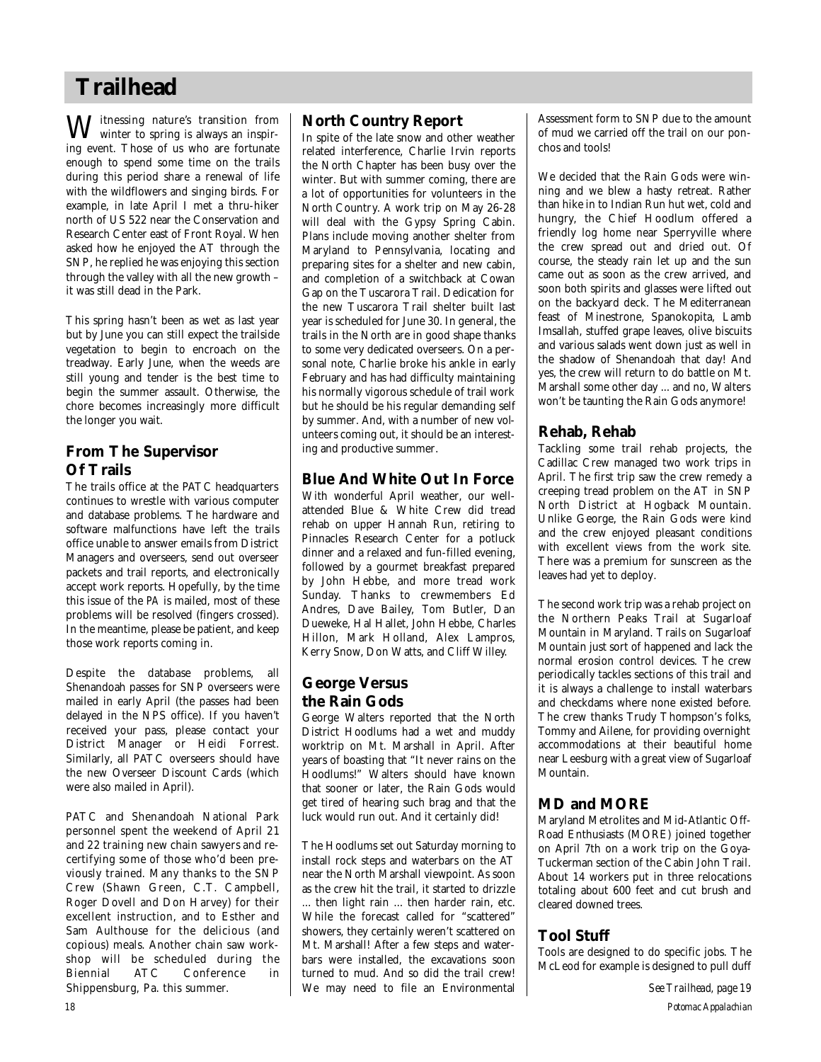# Trailhead

Witnessing nature's transition from winter to spring is always an inspiring event. Those of us who are fortunate enough to spend some time on the trails during this period share a renewal of life with the wildflowers and singing birds. For example, in late April I met a thru-hiker north of US 522 near the Conservation and Research Center east of Front Royal. When asked how he enjoyed the AT through the SNP, he replied he was enjoying this section through the valley with all the new growth – it was still dead in the Park.

This spring hasn't been as wet as last year but by June you can still expect the trailside vegetation to begin to encroach on the treadway. Early June, when the weeds are still young and tender is the best time to begin the summer assault. Otherwise, the chore becomes increasingly more difficult the longer you wait.

## From The Supervisor Of Trails

The trails office at the PATC headquarters continues to wrestle with various computer and database problems. The hardware and software malfunctions have left the trails office unable to answer emails from District Managers and overseers, send out overseer packets and trail reports, and electronically accept work reports. Hopefully, by the time this issue of the *PA* is mailed, most of these problems will be resolved (fingers crossed). In the meantime, please be patient, and keep those work reports coming in.

Despite the database problems, all Shenandoah passes for SNP overseers were mailed in early April (the passes had been delayed in the NPS office). If you haven't received your pass, please contact your District Manager or Heidi Forrest. Similarly, all PATC overseers should have the new Overseer Discount Cards (which were also mailed in April).

PATC and Shenandoah National Park personnel spent the weekend of April 21 and 22 training new chain sawyers and recertifying some of those who'd been previously trained. Many thanks to the SNP Crew (Shawn Green, C.T. Campbell, Roger Dovell and Don Harvey) for their excellent instruction, and to Esther and Sam Aulthouse for the delicious (and copious) meals. Another chain saw workshop will be scheduled during the Biennial ATC Conference in Shippensburg, Pa. this summer.

## North Country Report

In spite of the late snow and other weather related interference, Charlie Irvin reports the North Chapter has been busy over the winter. But with summer coming, there are a lot of opportunities for volunteers in the North Country. A work trip on May 26-28 will deal with the Gypsy Spring Cabin. Plans include moving another shelter from Maryland to Pennsylvania, locating and preparing sites for a shelter and new cabin, and completion of a switchback at Cowan Gap on the Tuscarora Trail. Dedication for the new Tuscarora Trail shelter built last year is scheduled for June 30. In general, the trails in the North are in good shape thanks to some very dedicated overseers. On a personal note, Charlie broke his ankle in early February and has had difficulty maintaining his normally vigorous schedule of trail work but he should be his regular demanding self by summer. And, with a number of new volunteers coming out, it should be an interesting and productive summer.

## Blue And White Out In Force

With wonderful April weather, our well-attended Blue & White Crew did tread rehab on upper Hannah Run, retiring to Pinnacles Research Center for a potluck dinner and a relaxed and fun-filled evening, followed by a gourmet breakfast prepared by John Hebbe, and more tread work Sunday. Thanks to crewmembers Ed Andres, Dave Bailey, Tom Butler, Dan Dueweke, Hal Hallet, John Hebbe, Charles Hillon, Mark Holland, Alex Lampros, Kerry Snow, Don Watts, and Cliff Willey.

## George Versus the Rain Gods

George Walters reported that the North District Hoodlums had a wet and muddy worktrip on Mt. Marshall in April. After years of boasting that "It never rains on the Hoodlums!" Walters should have known that sooner or later, the Rain Gods would get tired of hearing such brag and that the luck would run out. And it certainly did!

The Hoodlums set out Saturday morning to install rock steps and waterbars on the AT near the North Marshall viewpoint. As soon as the crew hit the trail, it started to drizzle ... then light rain ... then harder rain, etc. While the forecast called for "scattered" showers, they certainly weren't scattered on Mt. Marshall! After a few steps and waterbars were installed, the excavations soon turned to mud. And so did the trail crew! We may need to file an Environmental Assessment form to SNP due to the amount of mud we carried off the trail on our ponchos and tools!

We decided that the Rain Gods were winning and we blew a hasty retreat. Rather than hike in to Indian Run hut wet, cold and hungry, the Chief Hoodlum offered a friendly log home near Sperryville where the crew spread out and dried out. Of course, the steady rain let up and the sun came out as soon as the crew arrived, and soon both spirits and glasses were lifted out on the backyard deck. The Mediterranean feast of Minestrone, Spanokopita, Lamb Imsallah, stuffed grape leaves, olive biscuits and various salads went down just as well in the shadow of Shenandoah that day! And yes, the crew will return to do battle on Mt. Marshall some other day ... and no, Walters won't be taunting the Rain Gods anymore!

## Rehab, Rehab

Tackling some trail rehab projects, the Cadillac Crew managed two work trips in April. The first trip saw the crew remedy a creeping tread problem on the AT in SNP North District at Hogback Mountain. Unlike George, the Rain Gods were kind and the crew enjoyed pleasant conditions with excellent views from the work site. There was a premium for sunscreen as the leaves had yet to deploy.

The second work trip was a rehab project on the Northern Peaks Trail at Sugarloaf Mountain in Maryland. Trails on Sugarloaf Mountain just sort of happened and lack the normal erosion control devices. The crew periodically tackles sections of this trail and it is always a challenge to install waterbars and checkdams where none existed before. The crew thanks Trudy Thompson's folks, Tommy and Ailene, for providing overnight accommodations at their beautiful home near Leesburg with a great view of Sugarloaf Mountain.

## MD and MORE

Maryland Metrolites and Mid-Atlantic Off-Road Enthusiasts (MORE) joined together on April 7th on a work trip on the Goya-Tuckerman section of the Cabin John Trail. About 14 workers put in three relocations totaling about 600 feet and cut brush and cleared downed trees.

## Tool Stuff

Tools are designed to do specific jobs. The McLeod for example is designed to pull duff

*See Trailhead, page 19*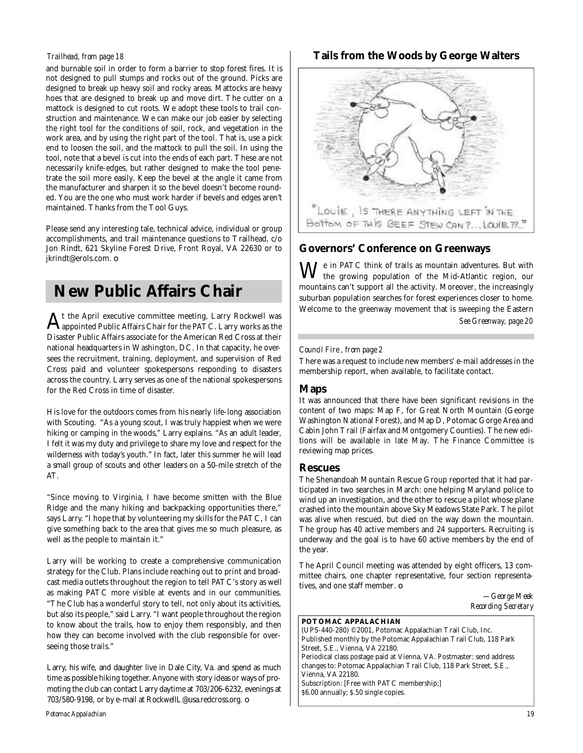*Trailhead, from page 18*

and burnable soil in order to form a barrier to stop forest fires. It is not designed to pull stumps and rocks out of the ground. Picks are designed to break up heavy soil and rocky areas. Mattocks are heavy hoes that are designed to break up and move dirt. The cutter on a mattock is designed to cut roots. We adopt these tools to trail construction and maintenance. We can make our job easier by selecting the right tool for the conditions of soil, rock, and vegetation in the work area, and by using the right part of the tool. That is, use a pick end to loosen the soil, and the mattock to pull the soil. In using the tool, note that a bevel is cut into the ends of each part. These are not necessarily knife-edges, but rather designed to make the tool penetrate the soil more easily. Keep the bevel at the angle it came from the manufacturer and sharpen it so the bevel doesn't become rounded. You are the one who must work harder if bevels and edges aren't maintained. Thanks from the Tool Guys.

Please send any interesting tale, technical advice, individual or group accomplishments, and trail maintenance questions to Trailhead, c/o Jon Rindt, 621 Skyline Forest Drive, Front Royal, VA 22630 or to jkrindt@erols.com. o

# New Public Affairs Chair

At the April executive committee meeting, Larry Rockwell was appointed Public Affairs Chair for the PATC. Larry works as the Disaster Public Affairs associate for the American Red Cross at their national headquarters in Washington, DC. In that capacity, he oversees the recruitment, training, deployment, and supervision of Red Cross paid and volunteer spokespersons responding to disasters across the country. Larry serves as one of the national spokespersons for the Red Cross in time of disaster.

His love for the outdoors comes from his nearly life-long association with Scouting. "As a young scout, I was truly happiest when we were hiking or camping in the woods," Larry explains. "As an adult leader, I felt it was my duty and privilege to share my love and respect for the wilderness with today's youth." In fact, later this summer he will lead a small group of scouts and other leaders on a 50-mile stretch of the AT.

"Since moving to Virginia, I have become smitten with the Blue Ridge and the many hiking and backpacking opportunities there," says Larry. "I hope that by volunteering my skills for the PATC, I can give something back to the area that gives me so much pleasure, as well as the people to maintain it."

Larry will be working to create a comprehensive communication strategy for the Club. Plans include reaching out to print and broadcast media outlets throughout the region to tell PATC's story as well as making PATC more visible at events and in our communities. "The Club has a wonderful story to tell, not only about its activities, but also its people," said Larry. "I want people throughout the region to know about the trails, how to enjoy them responsibly, and then how they can become involved with the club responsible for overseeing those trails."

Larry, his wife, and daughter live in Dale City, Va. and spend as much time as possible hiking together. Anyone with story ideas or ways of promoting the club can contact Larry daytime at 703/206-6232, evenings at 703/580-9198, or by e-mail at RockwellL@usa.redcross.org. o

## Tails from the Woods by George Walters

"LOUIE, IS THERE ANYTHING LEFT IN THE BOTTOM OF THIS BEEF STEW CAN?... LOUIE??."

## Governors' Conference on Greenways

We in PATC think of trails as mountain adventures. But with the growing population of the Mid-Atlantic region, our mountains can't support all the activity. Moreover, the increasingly suburban population searches for forest experiences closer to home. Welcome to the greenway movement that is sweeping the Eastern

*See Greenway, page 20*

*Council Fire, from page 2*

There was a request to include new members' e-mail addresses in the membership report, when available, to facilitate contact.

### Maps

It was announced that there have been significant revisions in the content of two maps: Map F, for Great North Mountain (George Washington National Forest), and Map D, Potomac Gorge Area and Cabin John Trail (Fairfax and Montgomery Counties). The new editions will be available in late May. The Finance Committee is reviewing map prices.

### Rescues

The Shenandoah Mountain Rescue Group reported that it had participated in two searches in March: one helping Maryland police to wind up an investigation, and the other to rescue a pilot whose plane crashed into the mountain above Sky Meadows State Park. The pilot was alive when rescued, but died on the way down the mountain. The group has 40 active members and 24 supporters. Recruiting is underway and the goal is to have 60 active members by the end of the year.

The April Council meeting was attended by eight officers, 13 committee chairs, one chapter representative, four section representatives, and one staff member. o

*—George Meek*
*Recording Secretary*

**POTOMAC APPALACHIAN**
(UPS-440-280) ©2001, Potomac Appalachian Trail Club, Inc.
Published monthly by the Potomac Appalachian Trail Club, 118 Park Street, S.E., Vienna, VA 22180.
Periodical class postage paid at Vienna, VA. Postmaster: send address changes to: Potomac Appalachian Trail Club, 118 Park Street, S.E., Vienna, VA 22180.
Subscription: [Free with PATC membership;]
$6.00 annually; $.50 single copies.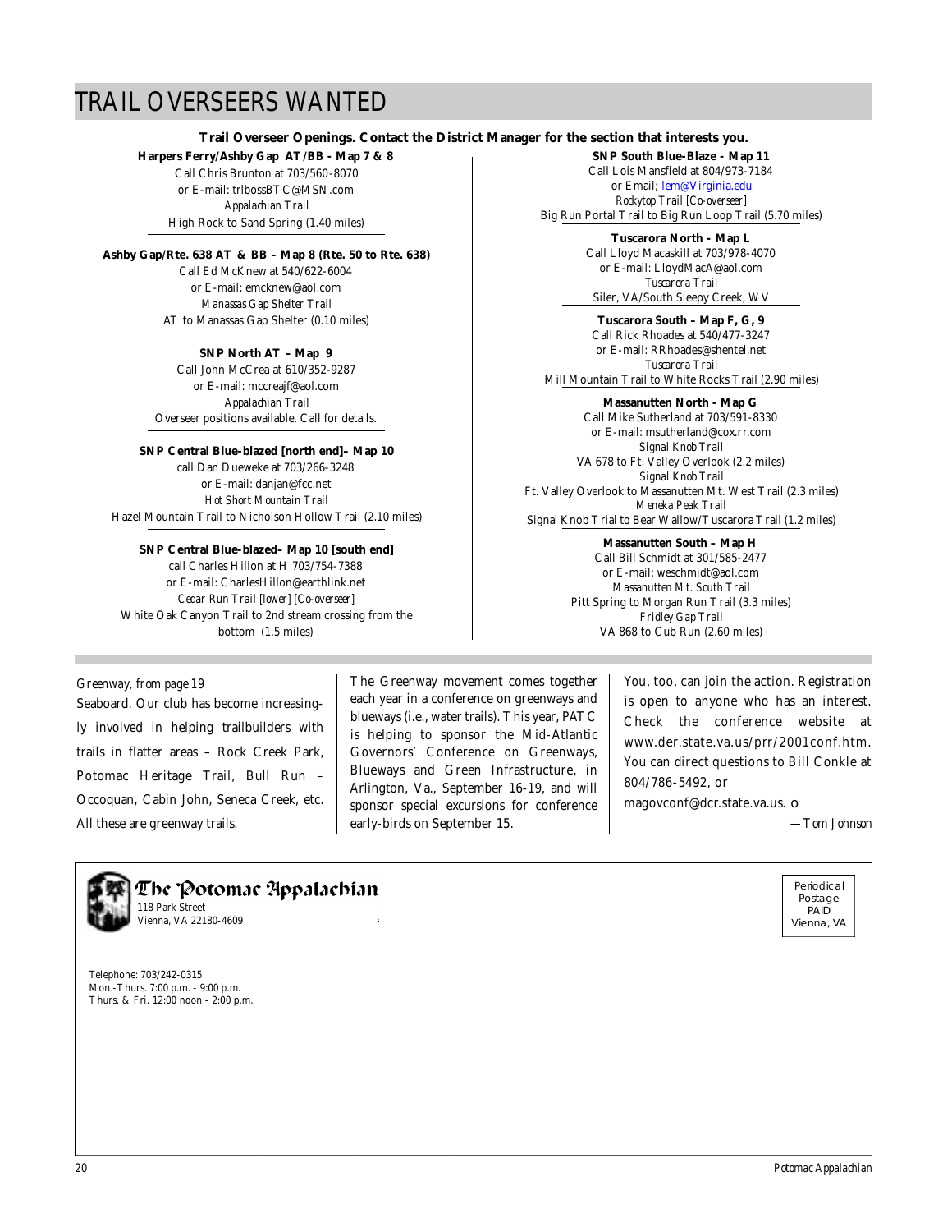# TRAIL OVERSEERS WANTED

**Trail Overseer Openings. Contact the District Manager for the section that interests you.**

**Harpers Ferry/Ashby Gap AT/BB - Map 7 & 8**
Call Chris Brunton at 703/560-8070
or E-mail: trlbossBTC@MSN.com
*Appalachian Trail*
High Rock to Sand Spring (1.40 miles)

**Ashby Gap/Rte. 638 AT & BB – Map 8 (Rte. 50 to Rte. 638)**
Call Ed McKnew at 540/622-6004
or E-mail: emcknew@aol.com
*Manassas Gap Shelter Trail*
AT to Manassas Gap Shelter (0.10 miles)

**SNP North AT – Map 9**
Call John McCrea at 610/352-9287
or E-mail: mccreajf@aol.com
*Appalachian Trail*
Overseer positions available. Call for details.

**SNP Central Blue-blazed [north end]– Map 10**
call Dan Dueweke at 703/266-3248
or E-mail: danjan@fcc.net
*Hot Short Mountain Trail*
Hazel Mountain Trail to Nicholson Hollow Trail (2.10 miles)

**SNP Central Blue-blazed– Map 10 [south end]**
call Charles Hillon at H 703/754-7388
or E-mail: CharlesHillon@earthlink.net
*Cedar Run Trail [lower] [Co-overseer]*
White Oak Canyon Trail to 2nd stream crossing from the bottom (1.5 miles)

**SNP South Blue-Blaze - Map 11**
Call Lois Mansfield at 804/973-7184
or Email; lem@Virginia.edu
*Rockytop Trail [Co-overseer]*
Big Run Portal Trail to Big Run Loop Trail (5.70 miles)

**Tuscarora North - Map L**
Call Lloyd Macaskill at 703/978-4070
or E-mail: LloydMacA@aol.com
*Tuscarora Trail*
Siler, VA/South Sleepy Creek, WV

**Tuscarora South – Map F, G, 9**
Call Rick Rhoades at 540/477-3247
or E-mail: RRhoades@shentel.net
*Tuscarora Trail*
Mill Mountain Trail to White Rocks Trail (2.90 miles)

**Massanutten North - Map G**
Call Mike Sutherland at 703/591-8330
or E-mail: msutherland@cox.rr.com
*Signal Knob Trail*
VA 678 to Ft. Valley Overlook (2.2 miles)
*Signal Knob Trail*
Ft. Valley Overlook to Massanutten Mt. West Trail (2.3 miles)
*Meneka Peak Trail*
Signal Knob Trial to Bear Wallow/Tuscarora Trail (1.2 miles)

**Massanutten South – Map H**
Call Bill Schmidt at 301/585-2477
or E-mail: weschmidt@aol.com
*Massanutten Mt. South Trail*
Pitt Spring to Morgan Run Trail (3.3 miles)
*Fridley Gap Trail*
VA 868 to Cub Run (2.60 miles)

---

*Greenway, from page 19*

Seaboard. Our club has become increasingly involved in helping trailbuilders with trails in flatter areas – Rock Creek Park, Potomac Heritage Trail, Bull Run – Occoquan, Cabin John, Seneca Creek, etc. All these are greenway trails.

The Greenway movement comes together each year in a conference on greenways and blueways (i.e., water trails). This year, PATC is helping to sponsor the Mid-Atlantic Governors' Conference on Greenways, Blueways and Green Infrastructure, in Arlington, Va., September 16-19, and will sponsor special excursions for conference early-birds on September 15.

You, too, can join the action. Registration is open to anyone who has an interest. Check the conference website at www.der.state.va.us/prr/2001conf.htm. You can direct questions to Bill Conkle at 804/786-5492, or magovconf@dcr.state.va.us. o

*—Tom Johnson*

---

**The Potomac Appalachian**
118 Park Street
Vienna, VA 22180-4609

Periodical
Postage
PAID
Vienna, VA

Telephone: 703/242-0315
Mon.-Thurs. 7:00 p.m. - 9:00 p.m.
Thurs. & Fri. 12:00 noon - 2:00 p.m.